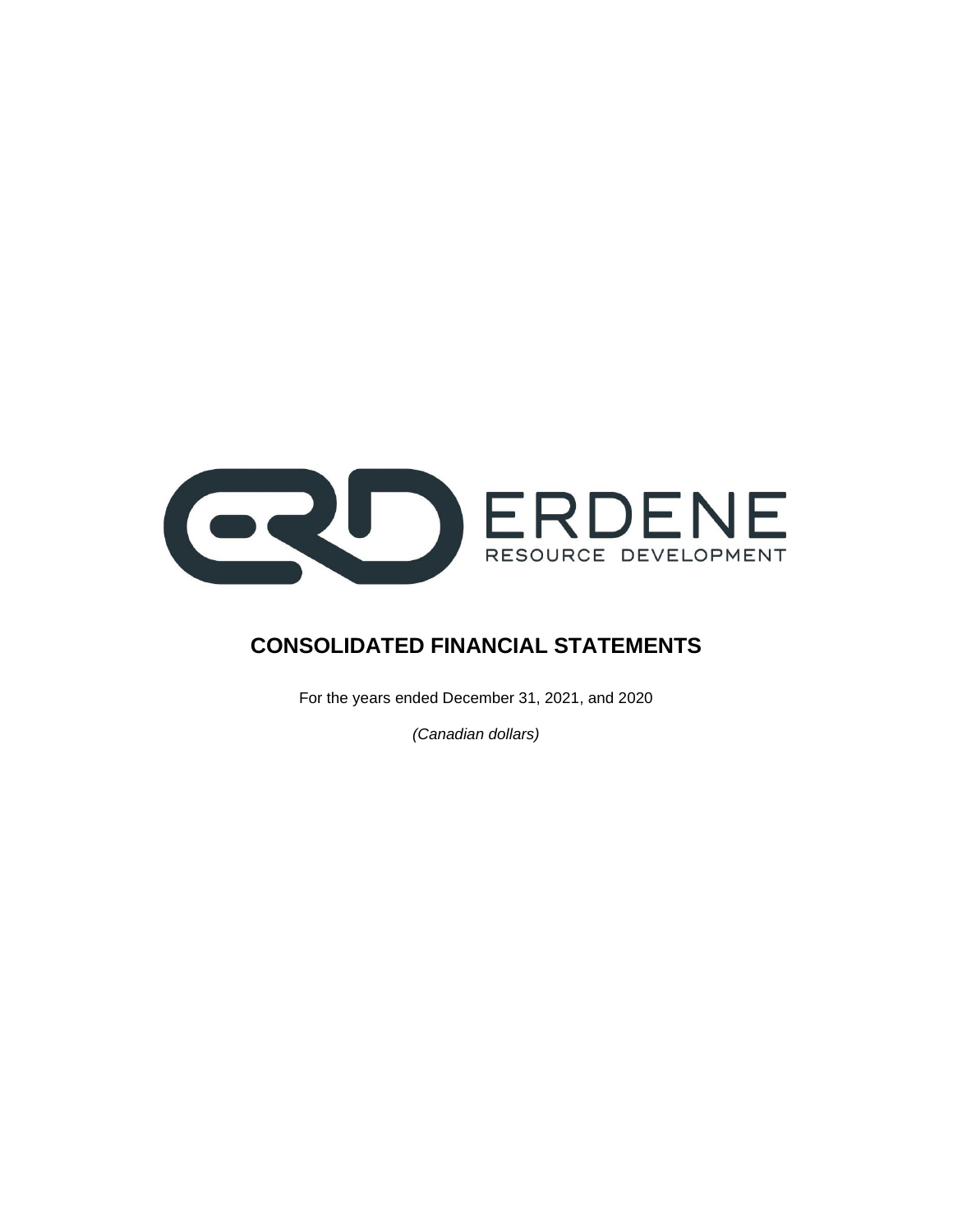ERDENE
RESOURCE DEVELOPMENT

# CONSOLIDATED FINANCIAL STATEMENTS

For the years ended December 31, 2021, and 2020

*(Canadian dollars)*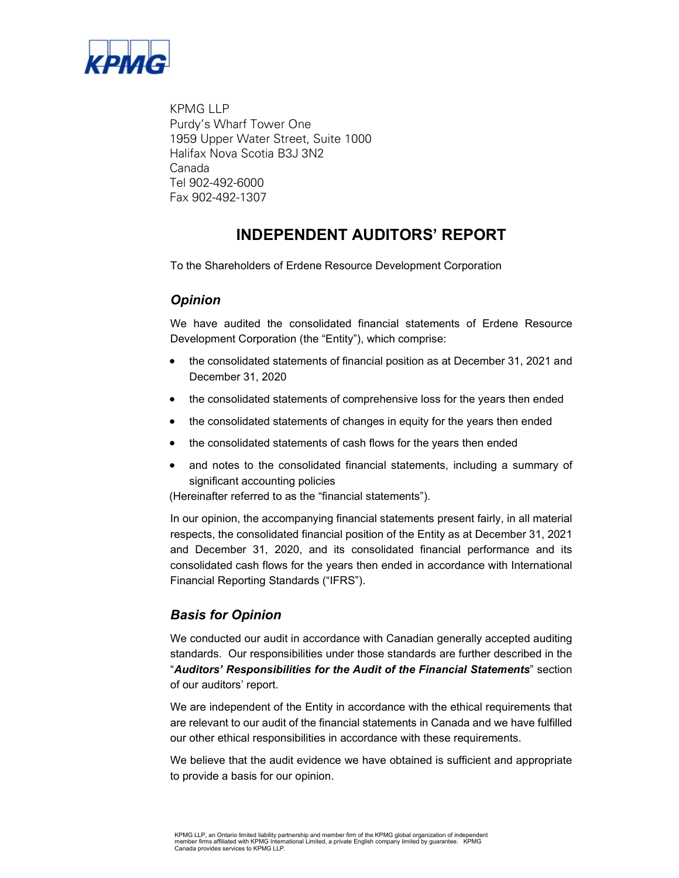KPMG LLP
Purdy's Wharf Tower One
1959 Upper Water Street, Suite 1000
Halifax Nova Scotia B3J 3N2
Canada
Tel 902-492-6000
Fax 902-492-1307

# INDEPENDENT AUDITORS' REPORT

To the Shareholders of Erdene Resource Development Corporation

## *Opinion*

We have audited the consolidated financial statements of Erdene Resource Development Corporation (the "Entity"), which comprise:

- the consolidated statements of financial position as at December 31, 2021 and December 31, 2020
- the consolidated statements of comprehensive loss for the years then ended
- the consolidated statements of changes in equity for the years then ended
- the consolidated statements of cash flows for the years then ended
- and notes to the consolidated financial statements, including a summary of significant accounting policies

(Hereinafter referred to as the "financial statements").

In our opinion, the accompanying financial statements present fairly, in all material respects, the consolidated financial position of the Entity as at December 31, 2021 and December 31, 2020, and its consolidated financial performance and its consolidated cash flows for the years then ended in accordance with International Financial Reporting Standards ("IFRS").

## *Basis for Opinion*

We conducted our audit in accordance with Canadian generally accepted auditing standards. Our responsibilities under those standards are further described in the "***Auditors' Responsibilities for the Audit of the Financial Statements***" section of our auditors' report.

We are independent of the Entity in accordance with the ethical requirements that are relevant to our audit of the financial statements in Canada and we have fulfilled our other ethical responsibilities in accordance with these requirements.

We believe that the audit evidence we have obtained is sufficient and appropriate to provide a basis for our opinion.

KPMG LLP, an Ontario limited liability partnership and member firm of the KPMG global organization of independent member firms affiliated with KPMG International Limited, a private English company limited by guarantee. KPMG Canada provides services to KPMG LLP.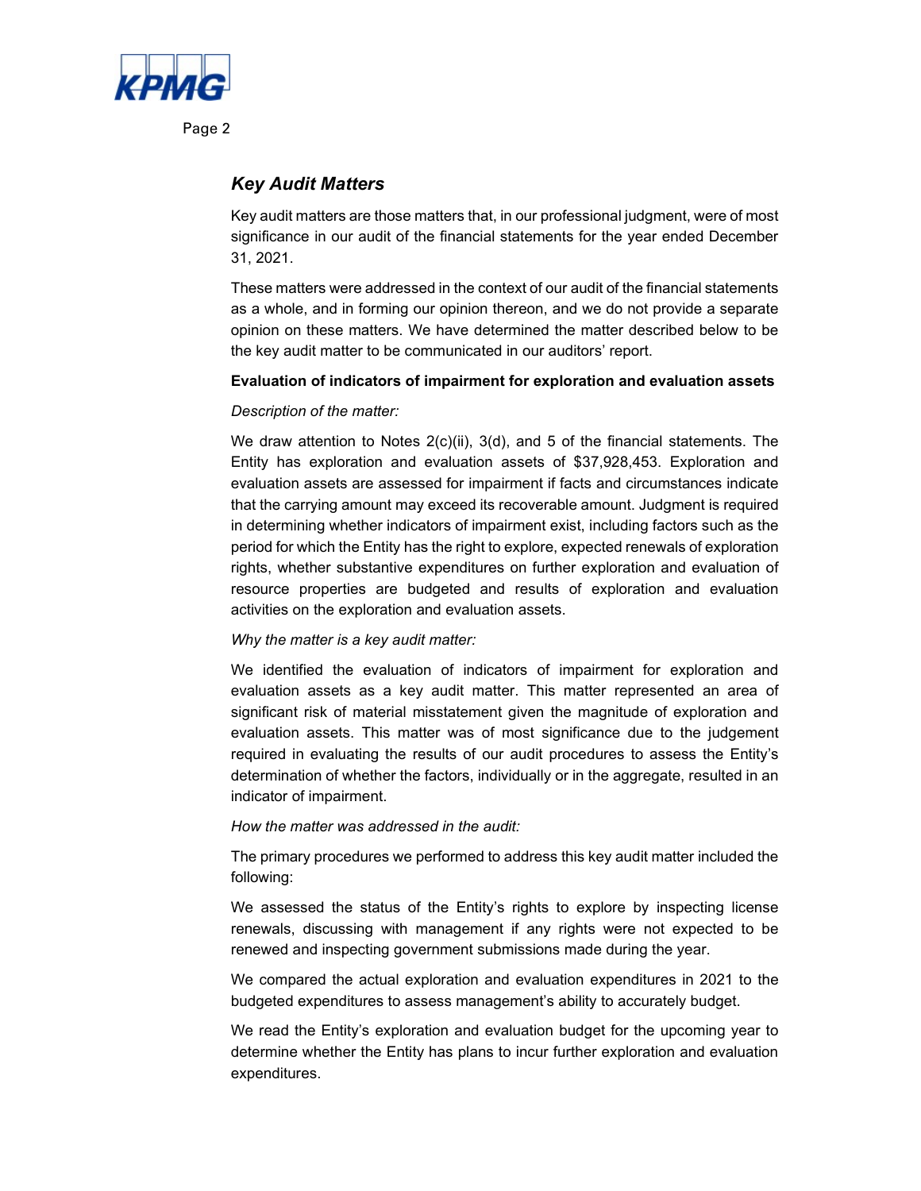## *Key Audit Matters*

Key audit matters are those matters that, in our professional judgment, were of most significance in our audit of the financial statements for the year ended December 31, 2021.

These matters were addressed in the context of our audit of the financial statements as a whole, and in forming our opinion thereon, and we do not provide a separate opinion on these matters. We have determined the matter described below to be the key audit matter to be communicated in our auditors' report.

**Evaluation of indicators of impairment for exploration and evaluation assets**

*Description of the matter:*

We draw attention to Notes 2(c)(ii), 3(d), and 5 of the financial statements. The Entity has exploration and evaluation assets of $37,928,453. Exploration and evaluation assets are assessed for impairment if facts and circumstances indicate that the carrying amount may exceed its recoverable amount. Judgment is required in determining whether indicators of impairment exist, including factors such as the period for which the Entity has the right to explore, expected renewals of exploration rights, whether substantive expenditures on further exploration and evaluation of resource properties are budgeted and results of exploration and evaluation activities on the exploration and evaluation assets.

*Why the matter is a key audit matter:*

We identified the evaluation of indicators of impairment for exploration and evaluation assets as a key audit matter. This matter represented an area of significant risk of material misstatement given the magnitude of exploration and evaluation assets. This matter was of most significance due to the judgement required in evaluating the results of our audit procedures to assess the Entity's determination of whether the factors, individually or in the aggregate, resulted in an indicator of impairment.

*How the matter was addressed in the audit:*

The primary procedures we performed to address this key audit matter included the following:

We assessed the status of the Entity's rights to explore by inspecting license renewals, discussing with management if any rights were not expected to be renewed and inspecting government submissions made during the year.

We compared the actual exploration and evaluation expenditures in 2021 to the budgeted expenditures to assess management's ability to accurately budget.

We read the Entity's exploration and evaluation budget for the upcoming year to determine whether the Entity has plans to incur further exploration and evaluation expenditures.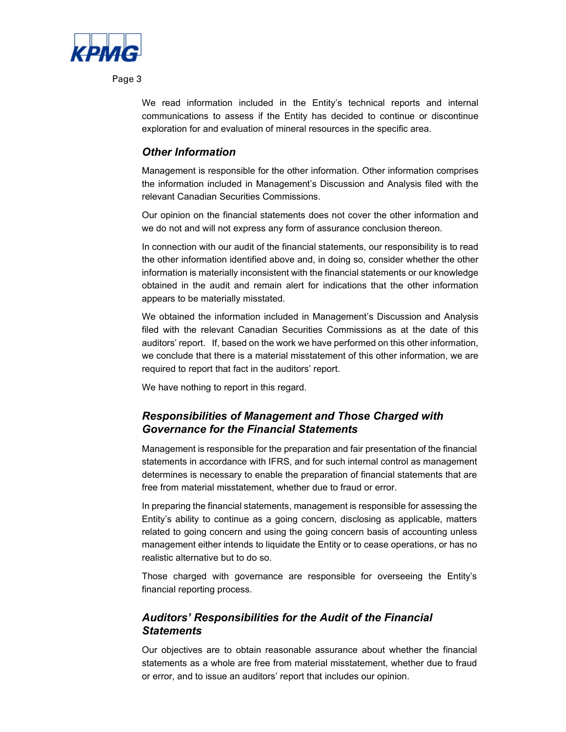We read information included in the Entity's technical reports and internal communications to assess if the Entity has decided to continue or discontinue exploration for and evaluation of mineral resources in the specific area.

### *Other Information*

Management is responsible for the other information. Other information comprises the information included in Management's Discussion and Analysis filed with the relevant Canadian Securities Commissions.

Our opinion on the financial statements does not cover the other information and we do not and will not express any form of assurance conclusion thereon.

In connection with our audit of the financial statements, our responsibility is to read the other information identified above and, in doing so, consider whether the other information is materially inconsistent with the financial statements or our knowledge obtained in the audit and remain alert for indications that the other information appears to be materially misstated.

We obtained the information included in Management's Discussion and Analysis filed with the relevant Canadian Securities Commissions as at the date of this auditors' report. If, based on the work we have performed on this other information, we conclude that there is a material misstatement of this other information, we are required to report that fact in the auditors' report.

We have nothing to report in this regard.

### *Responsibilities of Management and Those Charged with Governance for the Financial Statements*

Management is responsible for the preparation and fair presentation of the financial statements in accordance with IFRS, and for such internal control as management determines is necessary to enable the preparation of financial statements that are free from material misstatement, whether due to fraud or error.

In preparing the financial statements, management is responsible for assessing the Entity's ability to continue as a going concern, disclosing as applicable, matters related to going concern and using the going concern basis of accounting unless management either intends to liquidate the Entity or to cease operations, or has no realistic alternative but to do so.

Those charged with governance are responsible for overseeing the Entity's financial reporting process.

### *Auditors' Responsibilities for the Audit of the Financial Statements*

Our objectives are to obtain reasonable assurance about whether the financial statements as a whole are free from material misstatement, whether due to fraud or error, and to issue an auditors' report that includes our opinion.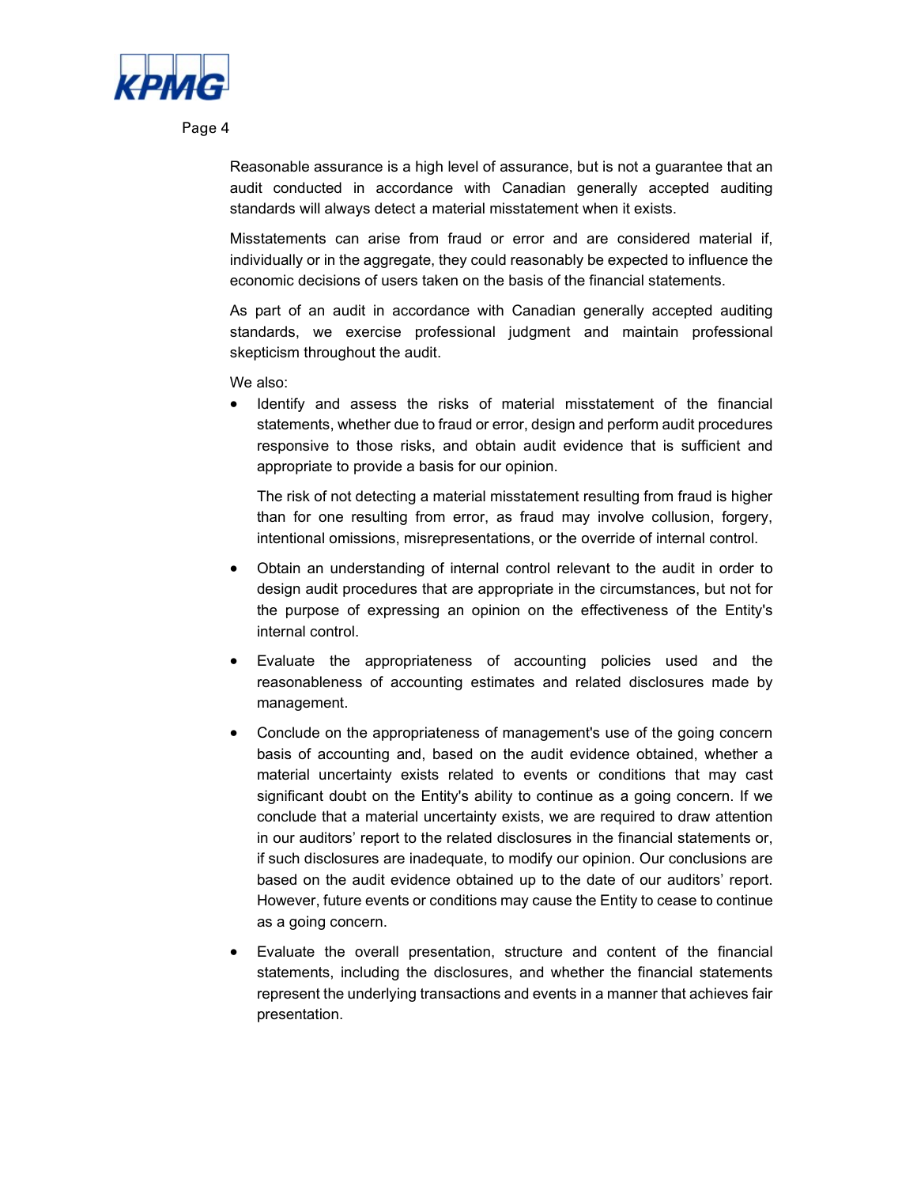Reasonable assurance is a high level of assurance, but is not a guarantee that an audit conducted in accordance with Canadian generally accepted auditing standards will always detect a material misstatement when it exists.

Misstatements can arise from fraud or error and are considered material if, individually or in the aggregate, they could reasonably be expected to influence the economic decisions of users taken on the basis of the financial statements.

As part of an audit in accordance with Canadian generally accepted auditing standards, we exercise professional judgment and maintain professional skepticism throughout the audit.

We also:

- Identify and assess the risks of material misstatement of the financial statements, whether due to fraud or error, design and perform audit procedures responsive to those risks, and obtain audit evidence that is sufficient and appropriate to provide a basis for our opinion.

  The risk of not detecting a material misstatement resulting from fraud is higher than for one resulting from error, as fraud may involve collusion, forgery, intentional omissions, misrepresentations, or the override of internal control.

- Obtain an understanding of internal control relevant to the audit in order to design audit procedures that are appropriate in the circumstances, but not for the purpose of expressing an opinion on the effectiveness of the Entity's internal control.

- Evaluate the appropriateness of accounting policies used and the reasonableness of accounting estimates and related disclosures made by management.

- Conclude on the appropriateness of management's use of the going concern basis of accounting and, based on the audit evidence obtained, whether a material uncertainty exists related to events or conditions that may cast significant doubt on the Entity's ability to continue as a going concern. If we conclude that a material uncertainty exists, we are required to draw attention in our auditors' report to the related disclosures in the financial statements or, if such disclosures are inadequate, to modify our opinion. Our conclusions are based on the audit evidence obtained up to the date of our auditors' report. However, future events or conditions may cause the Entity to cease to continue as a going concern.

- Evaluate the overall presentation, structure and content of the financial statements, including the disclosures, and whether the financial statements represent the underlying transactions and events in a manner that achieves fair presentation.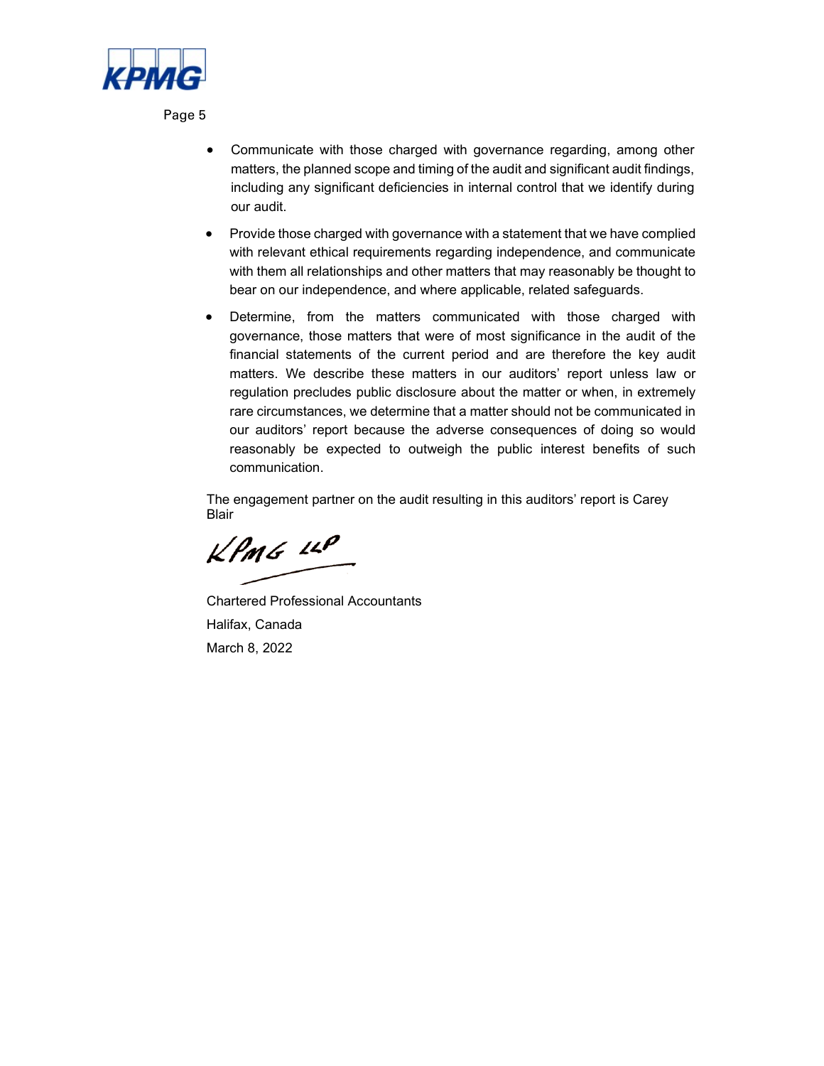- Communicate with those charged with governance regarding, among other matters, the planned scope and timing of the audit and significant audit findings, including any significant deficiencies in internal control that we identify during our audit.
- Provide those charged with governance with a statement that we have complied with relevant ethical requirements regarding independence, and communicate with them all relationships and other matters that may reasonably be thought to bear on our independence, and where applicable, related safeguards.
- Determine, from the matters communicated with those charged with governance, those matters that were of most significance in the audit of the financial statements of the current period and are therefore the key audit matters. We describe these matters in our auditors' report unless law or regulation precludes public disclosure about the matter or when, in extremely rare circumstances, we determine that a matter should not be communicated in our auditors' report because the adverse consequences of doing so would reasonably be expected to outweigh the public interest benefits of such communication.

The engagement partner on the audit resulting in this auditors' report is Carey Blair

KPMG LLP

Chartered Professional Accountants

Halifax, Canada

March 8, 2022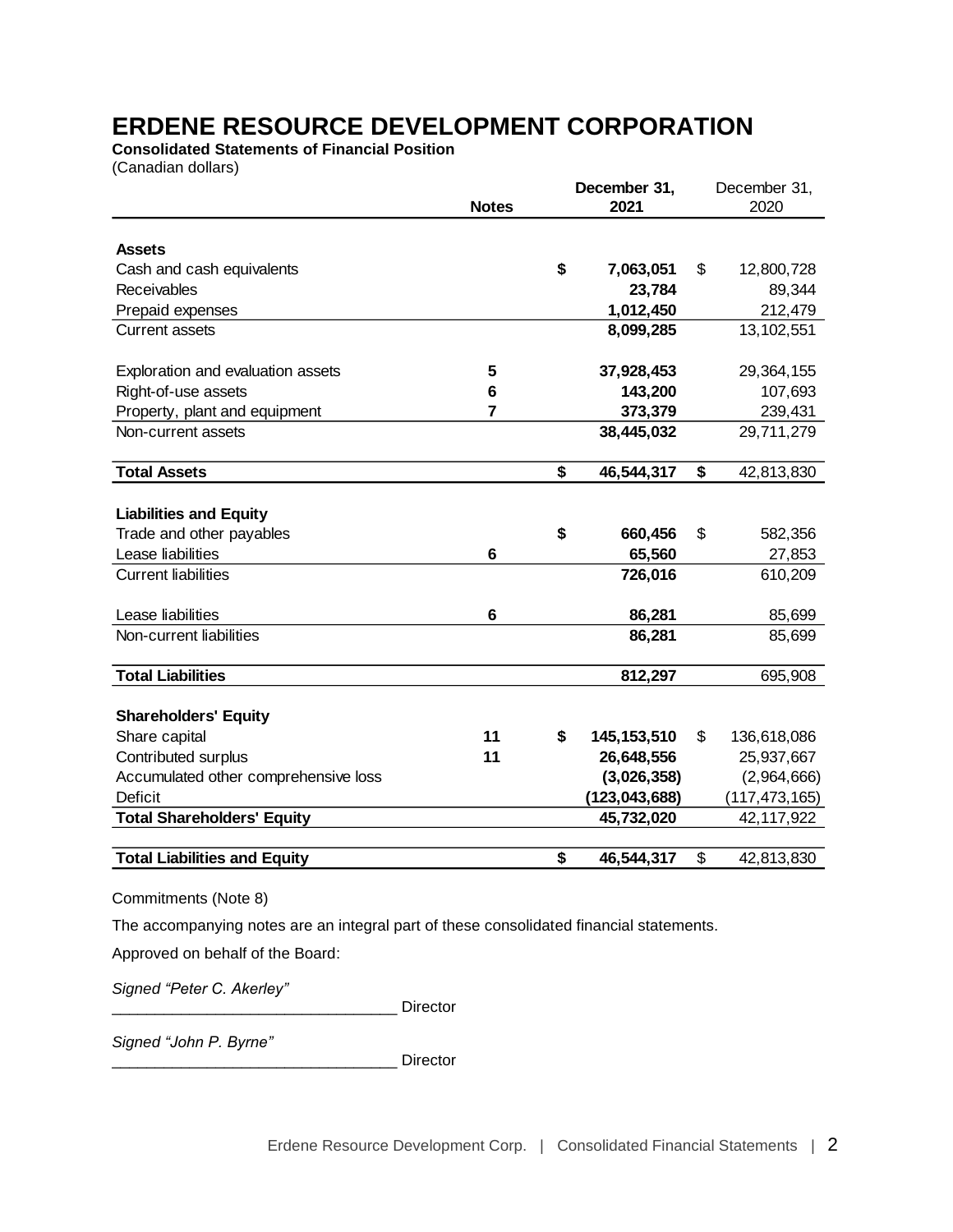# ERDENE RESOURCE DEVELOPMENT CORPORATION

**Consolidated Statements of Financial Position**

(Canadian dollars)

| | Notes | December 31, 2021 | December 31, 2020 |
|---|---|---|---|
| **Assets** | | | |
| Cash and cash equivalents | | $ **7,063,051** | $ 12,800,728 |
| Receivables | | **23,784** | 89,344 |
| Prepaid expenses | | **1,012,450** | 212,479 |
| Current assets | | **8,099,285** | 13,102,551 |
| | | | |
| Exploration and evaluation assets | 5 | **37,928,453** | 29,364,155 |
| Right-of-use assets | 6 | **143,200** | 107,693 |
| Property, plant and equipment | 7 | **373,379** | 239,431 |
| Non-current assets | | **38,445,032** | 29,711,279 |
| | | | |
| **Total Assets** | | **$ 46,544,317** | **$** 42,813,830 |
| | | | |
| **Liabilities and Equity** | | | |
| Trade and other payables | | $ **660,456** | $ 582,356 |
| Lease liabilities | 6 | **65,560** | 27,853 |
| Current liabilities | | **726,016** | 610,209 |
| | | | |
| Lease liabilities | 6 | **86,281** | 85,699 |
| Non-current liabilities | | **86,281** | 85,699 |
| | | | |
| **Total Liabilities** | | **812,297** | 695,908 |
| | | | |
| **Shareholders' Equity** | | | |
| Share capital | 11 | $ **145,153,510** | $ 136,618,086 |
| Contributed surplus | 11 | **26,648,556** | 25,937,667 |
| Accumulated other comprehensive loss | | **(3,026,358)** | (2,964,666) |
| Deficit | | **(123,043,688)** | (117,473,165) |
| **Total Shareholders' Equity** | | **45,732,020** | 42,117,922 |
| | | | |
| **Total Liabilities and Equity** | | **$ 46,544,317** | $ 42,813,830 |

Commitments (Note 8)

The accompanying notes are an integral part of these consolidated financial statements.

Approved on behalf of the Board:

*Signed "Peter C. Akerley"*
________________________________ Director

*Signed "John P. Byrne"*
________________________________ Director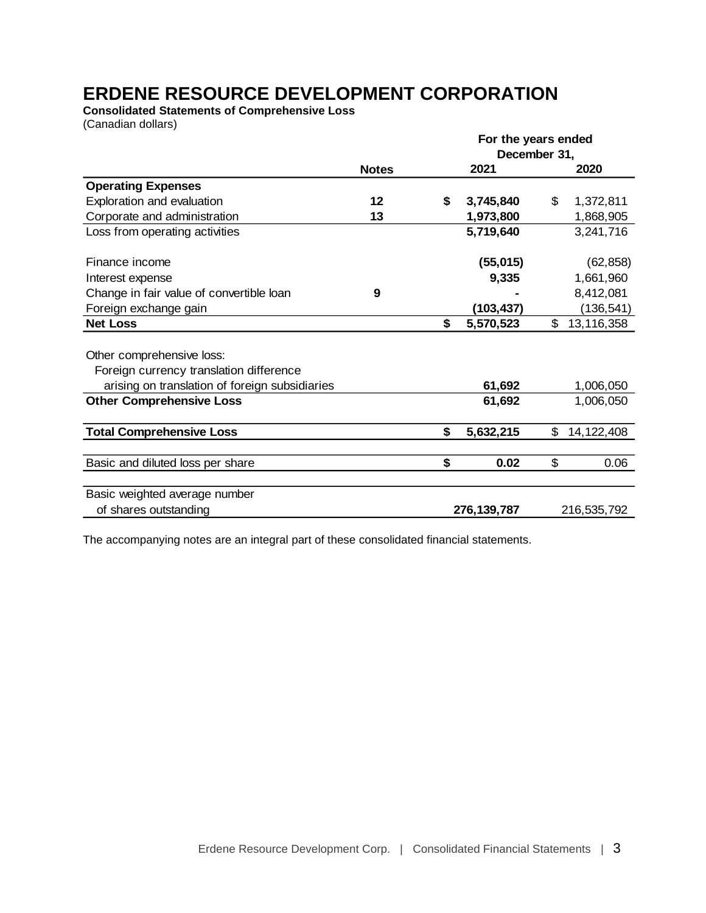# ERDENE RESOURCE DEVELOPMENT CORPORATION

**Consolidated Statements of Comprehensive Loss**

(Canadian dollars)

| | Notes | For the years ended December 31, 2021 | 2020 |
|---|---|---|---|
| **Operating Expenses** | | | |
| Exploration and evaluation | **12** | **$ 3,745,840** | $ 1,372,811 |
| Corporate and administration | **13** | **1,973,800** | 1,868,905 |
| Loss from operating activities | | **5,719,640** | 3,241,716 |
| | | | |
| Finance income | | **(55,015)** | (62,858) |
| Interest expense | | **9,335** | 1,661,960 |
| Change in fair value of convertible loan | **9** | **-** | 8,412,081 |
| Foreign exchange gain | | **(103,437)** | (136,541) |
| **Net Loss** | | **$ 5,570,523** | $ 13,116,358 |
| | | | |
| Other comprehensive loss: | | | |
| Foreign currency translation difference arising on translation of foreign subsidiaries | | **61,692** | 1,006,050 |
| **Other Comprehensive Loss** | | **61,692** | 1,006,050 |
| | | | |
| **Total Comprehensive Loss** | | **$ 5,632,215** | $ 14,122,408 |
| | | | |
| Basic and diluted loss per share | | **$ 0.02** | $ 0.06 |
| | | | |
| Basic weighted average number of shares outstanding | | **276,139,787** | 216,535,792 |

The accompanying notes are an integral part of these consolidated financial statements.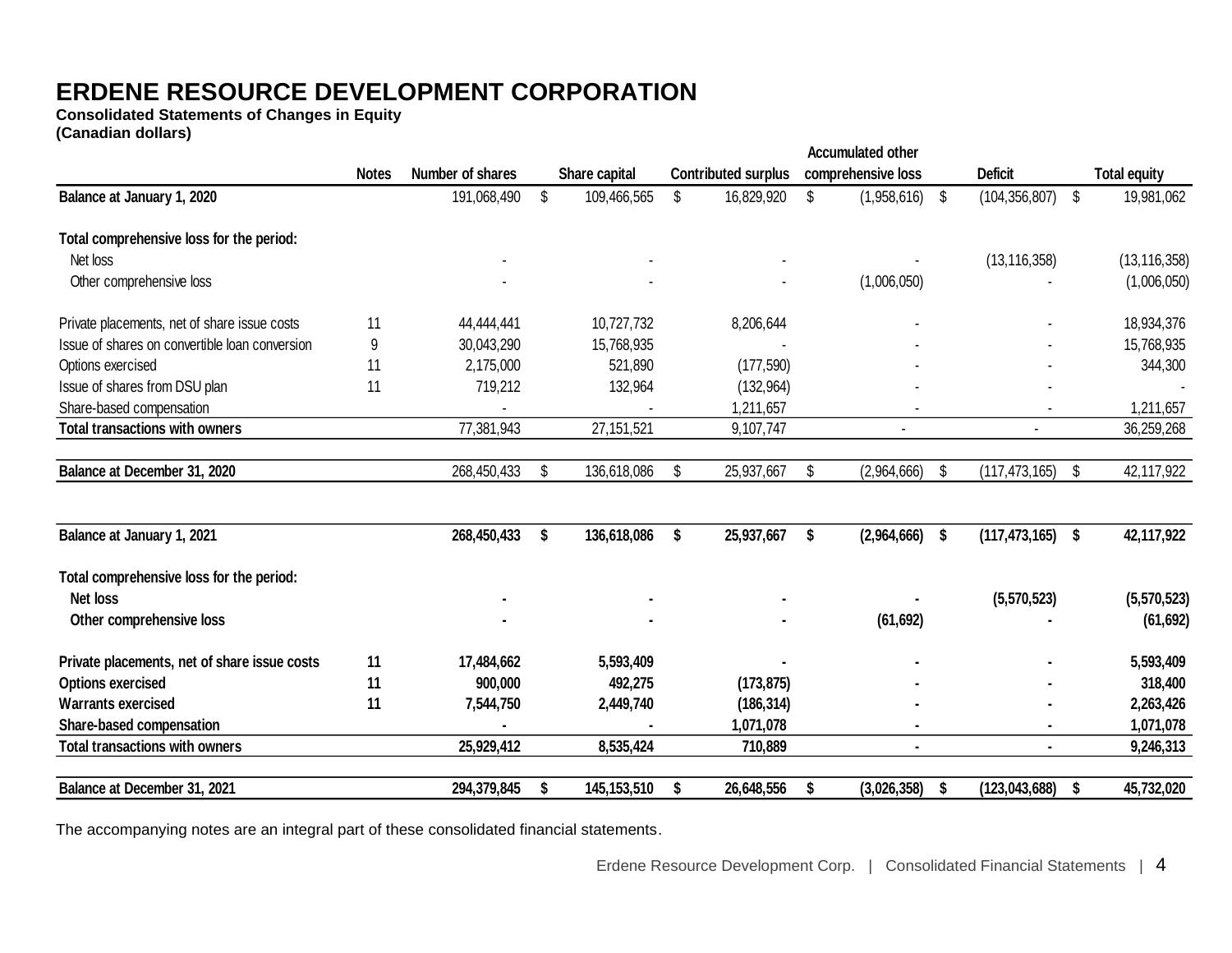# ERDENE RESOURCE DEVELOPMENT CORPORATION

**Consolidated Statements of Changes in Equity**
**(Canadian dollars)**

| | Notes | Number of shares | Share capital | Contributed surplus | Accumulated other comprehensive loss | Deficit | Total equity |
|---|---|---|---|---|---|---|---|
| **Balance at January 1, 2020** | | 191,068,490 | $ 109,466,565 | $ 16,829,920 | $ (1,958,616) | $ (104,356,807) | $ 19,981,062 |
| **Total comprehensive loss for the period:** | | | | | | | |
| Net loss | | - | - | - | - | (13,116,358) | (13,116,358) |
| Other comprehensive loss | | - | - | - | (1,006,050) | - | (1,006,050) |
| Private placements, net of share issue costs | 11 | 44,444,441 | 10,727,732 | 8,206,644 | - | - | 18,934,376 |
| Issue of shares on convertible loan conversion | 9 | 30,043,290 | 15,768,935 | - | - | - | 15,768,935 |
| Options exercised | 11 | 2,175,000 | 521,890 | (177,590) | - | - | 344,300 |
| Issue of shares from DSU plan | 11 | 719,212 | 132,964 | (132,964) | - | - | - |
| Share-based compensation | | - | - | 1,211,657 | - | - | 1,211,657 |
| **Total transactions with owners** | | 77,381,943 | 27,151,521 | 9,107,747 | - | - | 36,259,268 |
| **Balance at December 31, 2020** | | 268,450,433 | $ 136,618,086 | $ 25,937,667 | $ (2,964,666) | $ (117,473,165) | $ 42,117,922 |
| **Balance at January 1, 2021** | | **268,450,433** | **$ 136,618,086** | **$ 25,937,667** | **$ (2,964,666)** | **$ (117,473,165)** | **$ 42,117,922** |
| **Total comprehensive loss for the period:** | | | | | | | |
| **Net loss** | | **-** | **-** | **-** | **-** | **(5,570,523)** | **(5,570,523)** |
| **Other comprehensive loss** | | **-** | **-** | **-** | **(61,692)** | **-** | **(61,692)** |
| **Private placements, net of share issue costs** | **11** | **17,484,662** | **5,593,409** | **-** | **-** | **-** | **5,593,409** |
| **Options exercised** | **11** | **900,000** | **492,275** | **(173,875)** | **-** | **-** | **318,400** |
| **Warrants exercised** | **11** | **7,544,750** | **2,449,740** | **(186,314)** | **-** | **-** | **2,263,426** |
| **Share-based compensation** | | **-** | **-** | **1,071,078** | **-** | **-** | **1,071,078** |
| **Total transactions with owners** | | **25,929,412** | **8,535,424** | **710,889** | **-** | **-** | **9,246,313** |
| **Balance at December 31, 2021** | | **294,379,845** | **$ 145,153,510** | **$ 26,648,556** | **$ (3,026,358)** | **$ (123,043,688)** | **$ 45,732,020** |

The accompanying notes are an integral part of these consolidated financial statements.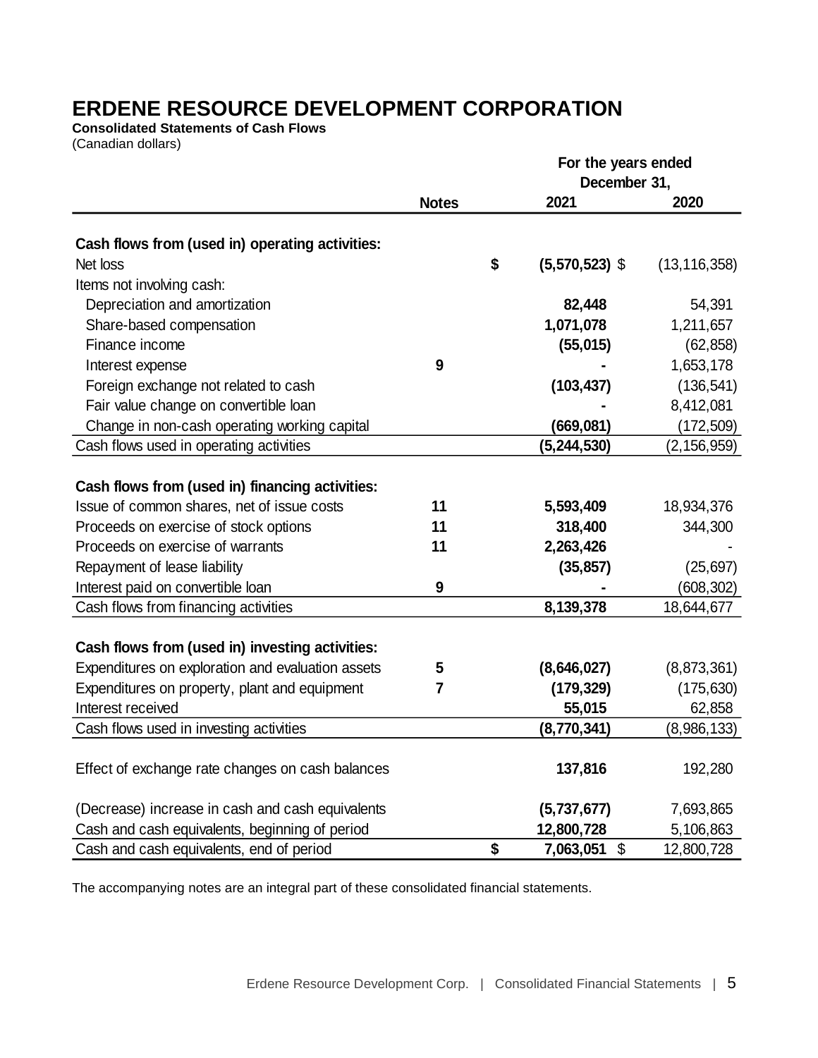# ERDENE RESOURCE DEVELOPMENT CORPORATION

**Consolidated Statements of Cash Flows**

(Canadian dollars)

| | Notes | For the years ended December 31, 2021 | 2020 |
|---|---|---|---|
| **Cash flows from (used in) operating activities:** | | | |
| Net loss | | **$ (5,570,523)** | $ (13,116,358) |
| Items not involving cash: | | | |
| Depreciation and amortization | | **82,448** | 54,391 |
| Share-based compensation | | **1,071,078** | 1,211,657 |
| Finance income | | **(55,015)** | (62,858) |
| Interest expense | 9 | **-** | 1,653,178 |
| Foreign exchange not related to cash | | **(103,437)** | (136,541) |
| Fair value change on convertible loan | | **-** | 8,412,081 |
| Change in non-cash operating working capital | | **(669,081)** | (172,509) |
| Cash flows used in operating activities | | **(5,244,530)** | (2,156,959) |
| **Cash flows from (used in) financing activities:** | | | |
| Issue of common shares, net of issue costs | 11 | **5,593,409** | 18,934,376 |
| Proceeds on exercise of stock options | 11 | **318,400** | 344,300 |
| Proceeds on exercise of warrants | 11 | **2,263,426** | - |
| Repayment of lease liability | | **(35,857)** | (25,697) |
| Interest paid on convertible loan | 9 | **-** | (608,302) |
| Cash flows from financing activities | | **8,139,378** | 18,644,677 |
| **Cash flows from (used in) investing activities:** | | | |
| Expenditures on exploration and evaluation assets | 5 | **(8,646,027)** | (8,873,361) |
| Expenditures on property, plant and equipment | 7 | **(179,329)** | (175,630) |
| Interest received | | **55,015** | 62,858 |
| Cash flows used in investing activities | | **(8,770,341)** | (8,986,133) |
| Effect of exchange rate changes on cash balances | | **137,816** | 192,280 |
| (Decrease) increase in cash and cash equivalents | | **(5,737,677)** | 7,693,865 |
| Cash and cash equivalents, beginning of period | | **12,800,728** | 5,106,863 |
| Cash and cash equivalents, end of period | | **$ 7,063,051** | $ 12,800,728 |

The accompanying notes are an integral part of these consolidated financial statements.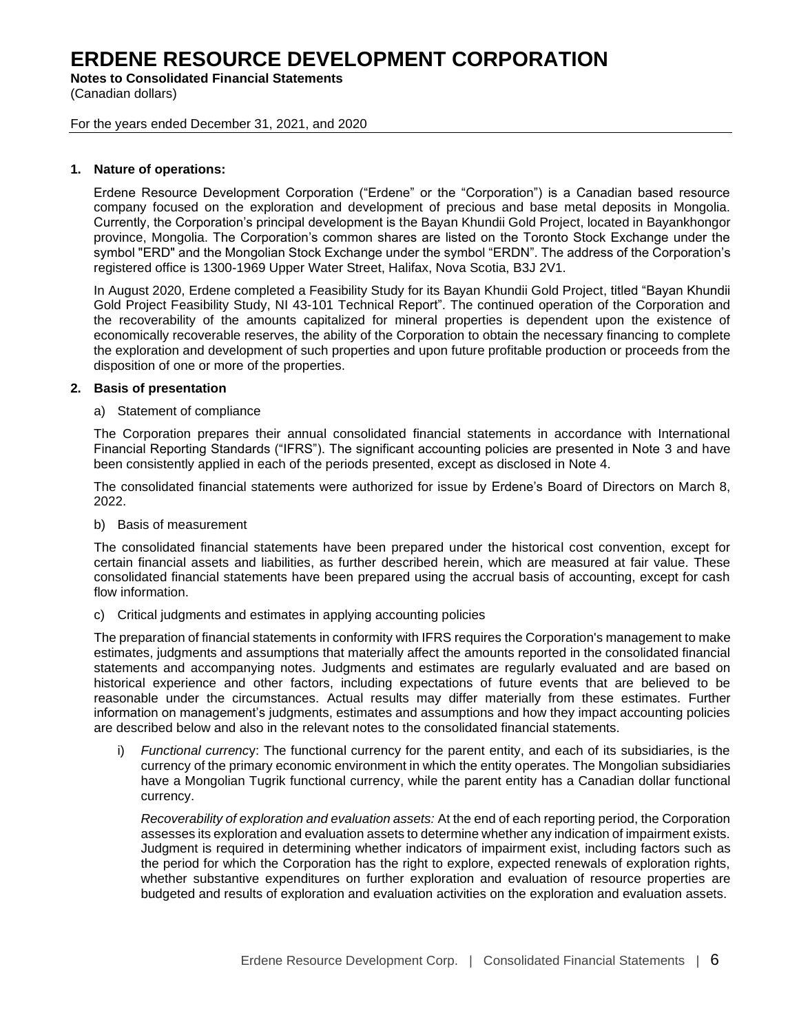# ERDENE RESOURCE DEVELOPMENT CORPORATION

**Notes to Consolidated Financial Statements**
(Canadian dollars)

For the years ended December 31, 2021, and 2020

**1. Nature of operations:**

Erdene Resource Development Corporation ("Erdene" or the "Corporation") is a Canadian based resource company focused on the exploration and development of precious and base metal deposits in Mongolia. Currently, the Corporation's principal development is the Bayan Khundii Gold Project, located in Bayankhongor province, Mongolia. The Corporation's common shares are listed on the Toronto Stock Exchange under the symbol "ERD" and the Mongolian Stock Exchange under the symbol "ERDN". The address of the Corporation's registered office is 1300-1969 Upper Water Street, Halifax, Nova Scotia, B3J 2V1.

In August 2020, Erdene completed a Feasibility Study for its Bayan Khundii Gold Project, titled "Bayan Khundii Gold Project Feasibility Study, NI 43-101 Technical Report". The continued operation of the Corporation and the recoverability of the amounts capitalized for mineral properties is dependent upon the existence of economically recoverable reserves, the ability of the Corporation to obtain the necessary financing to complete the exploration and development of such properties and upon future profitable production or proceeds from the disposition of one or more of the properties.

**2. Basis of presentation**

a) Statement of compliance

The Corporation prepares their annual consolidated financial statements in accordance with International Financial Reporting Standards ("IFRS"). The significant accounting policies are presented in Note 3 and have been consistently applied in each of the periods presented, except as disclosed in Note 4.

The consolidated financial statements were authorized for issue by Erdene's Board of Directors on March 8, 2022.

b) Basis of measurement

The consolidated financial statements have been prepared under the historical cost convention, except for certain financial assets and liabilities, as further described herein, which are measured at fair value. These consolidated financial statements have been prepared using the accrual basis of accounting, except for cash flow information.

c) Critical judgments and estimates in applying accounting policies

The preparation of financial statements in conformity with IFRS requires the Corporation's management to make estimates, judgments and assumptions that materially affect the amounts reported in the consolidated financial statements and accompanying notes. Judgments and estimates are regularly evaluated and are based on historical experience and other factors, including expectations of future events that are believed to be reasonable under the circumstances. Actual results may differ materially from these estimates. Further information on management's judgments, estimates and assumptions and how they impact accounting policies are described below and also in the relevant notes to the consolidated financial statements.

i) *Functional currency*: The functional currency for the parent entity, and each of its subsidiaries, is the currency of the primary economic environment in which the entity operates. The Mongolian subsidiaries have a Mongolian Tugrik functional currency, while the parent entity has a Canadian dollar functional currency.

*Recoverability of exploration and evaluation assets:* At the end of each reporting period, the Corporation assesses its exploration and evaluation assets to determine whether any indication of impairment exists. Judgment is required in determining whether indicators of impairment exist, including factors such as the period for which the Corporation has the right to explore, expected renewals of exploration rights, whether substantive expenditures on further exploration and evaluation of resource properties are budgeted and results of exploration and evaluation activities on the exploration and evaluation assets.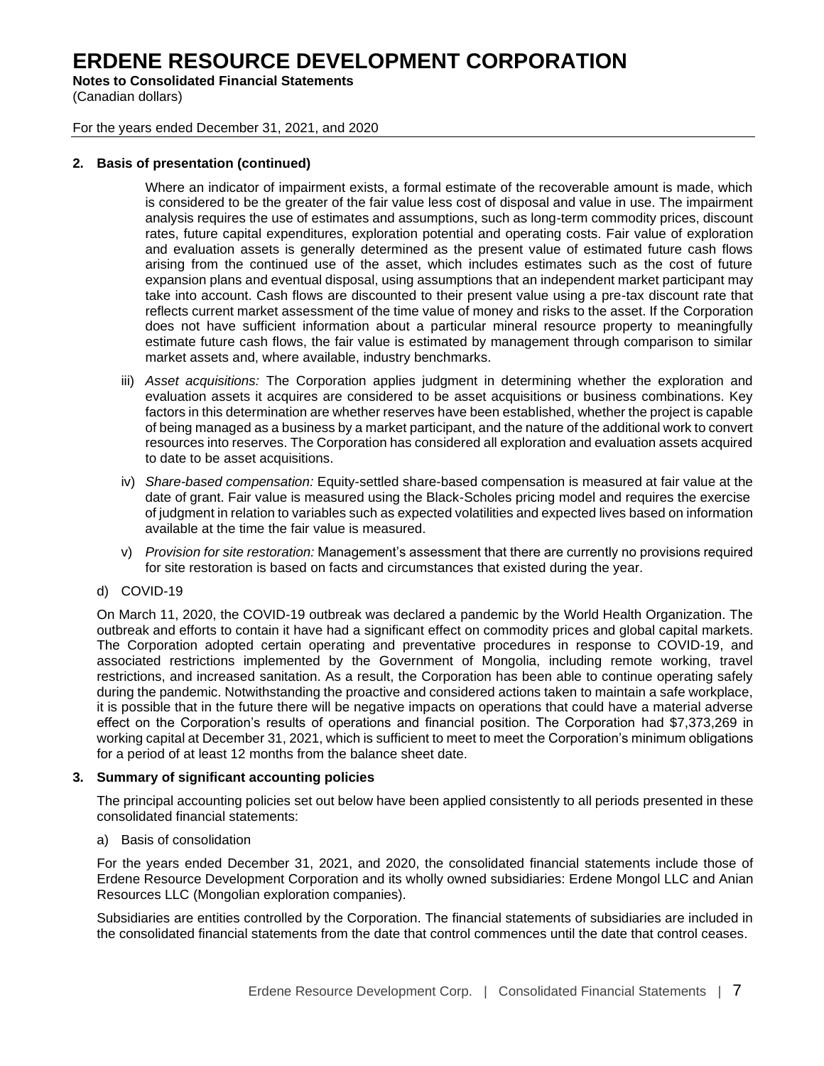**2. Basis of presentation (continued)**

Where an indicator of impairment exists, a formal estimate of the recoverable amount is made, which is considered to be the greater of the fair value less cost of disposal and value in use. The impairment analysis requires the use of estimates and assumptions, such as long-term commodity prices, discount rates, future capital expenditures, exploration potential and operating costs. Fair value of exploration and evaluation assets is generally determined as the present value of estimated future cash flows arising from the continued use of the asset, which includes estimates such as the cost of future expansion plans and eventual disposal, using assumptions that an independent market participant may take into account. Cash flows are discounted to their present value using a pre-tax discount rate that reflects current market assessment of the time value of money and risks to the asset. If the Corporation does not have sufficient information about a particular mineral resource property to meaningfully estimate future cash flows, the fair value is estimated by management through comparison to similar market assets and, where available, industry benchmarks.

iii) *Asset acquisitions:* The Corporation applies judgment in determining whether the exploration and evaluation assets it acquires are considered to be asset acquisitions or business combinations. Key factors in this determination are whether reserves have been established, whether the project is capable of being managed as a business by a market participant, and the nature of the additional work to convert resources into reserves. The Corporation has considered all exploration and evaluation assets acquired to date to be asset acquisitions.

iv) *Share-based compensation:* Equity-settled share-based compensation is measured at fair value at the date of grant. Fair value is measured using the Black-Scholes pricing model and requires the exercise of judgment in relation to variables such as expected volatilities and expected lives based on information available at the time the fair value is measured.

v) *Provision for site restoration:* Management's assessment that there are currently no provisions required for site restoration is based on facts and circumstances that existed during the year.

d) COVID-19

On March 11, 2020, the COVID-19 outbreak was declared a pandemic by the World Health Organization. The outbreak and efforts to contain it have had a significant effect on commodity prices and global capital markets. The Corporation adopted certain operating and preventative procedures in response to COVID-19, and associated restrictions implemented by the Government of Mongolia, including remote working, travel restrictions, and increased sanitation. As a result, the Corporation has been able to continue operating safely during the pandemic. Notwithstanding the proactive and considered actions taken to maintain a safe workplace, it is possible that in the future there will be negative impacts on operations that could have a material adverse effect on the Corporation's results of operations and financial position. The Corporation had $7,373,269 in working capital at December 31, 2021, which is sufficient to meet to meet the Corporation's minimum obligations for a period of at least 12 months from the balance sheet date.

**3. Summary of significant accounting policies**

The principal accounting policies set out below have been applied consistently to all periods presented in these consolidated financial statements:

a) Basis of consolidation

For the years ended December 31, 2021, and 2020, the consolidated financial statements include those of Erdene Resource Development Corporation and its wholly owned subsidiaries: Erdene Mongol LLC and Anian Resources LLC (Mongolian exploration companies).

Subsidiaries are entities controlled by the Corporation. The financial statements of subsidiaries are included in the consolidated financial statements from the date that control commences until the date that control ceases.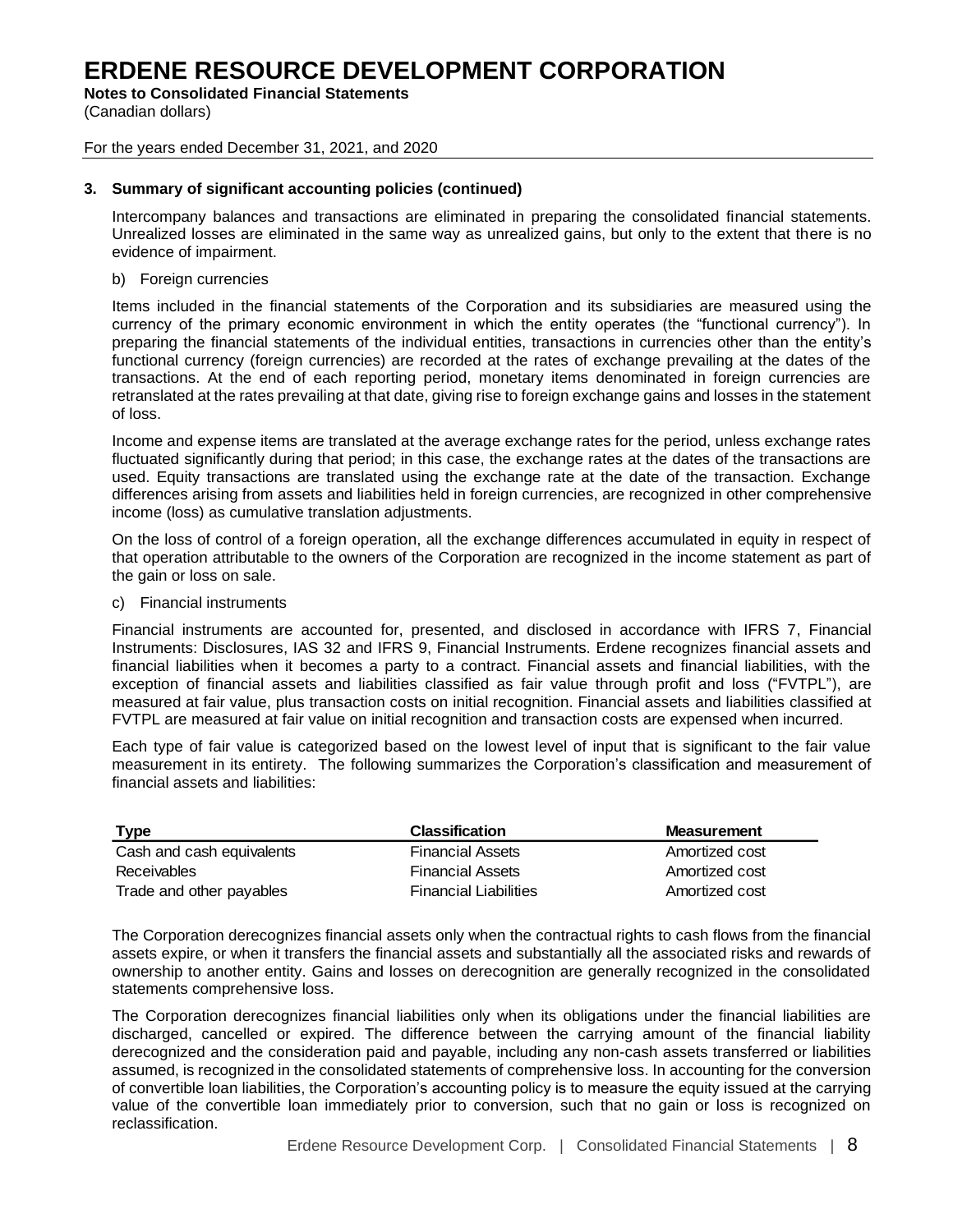# ERDENE RESOURCE DEVELOPMENT CORPORATION

**Notes to Consolidated Financial Statements**

(Canadian dollars)

For the years ended December 31, 2021, and 2020

**3. Summary of significant accounting policies (continued)**

Intercompany balances and transactions are eliminated in preparing the consolidated financial statements. Unrealized losses are eliminated in the same way as unrealized gains, but only to the extent that there is no evidence of impairment.

b) Foreign currencies

Items included in the financial statements of the Corporation and its subsidiaries are measured using the currency of the primary economic environment in which the entity operates (the "functional currency"). In preparing the financial statements of the individual entities, transactions in currencies other than the entity's functional currency (foreign currencies) are recorded at the rates of exchange prevailing at the dates of the transactions. At the end of each reporting period, monetary items denominated in foreign currencies are retranslated at the rates prevailing at that date, giving rise to foreign exchange gains and losses in the statement of loss.

Income and expense items are translated at the average exchange rates for the period, unless exchange rates fluctuated significantly during that period; in this case, the exchange rates at the dates of the transactions are used. Equity transactions are translated using the exchange rate at the date of the transaction. Exchange differences arising from assets and liabilities held in foreign currencies, are recognized in other comprehensive income (loss) as cumulative translation adjustments.

On the loss of control of a foreign operation, all the exchange differences accumulated in equity in respect of that operation attributable to the owners of the Corporation are recognized in the income statement as part of the gain or loss on sale.

c) Financial instruments

Financial instruments are accounted for, presented, and disclosed in accordance with IFRS 7, Financial Instruments: Disclosures, IAS 32 and IFRS 9, Financial Instruments. Erdene recognizes financial assets and financial liabilities when it becomes a party to a contract. Financial assets and financial liabilities, with the exception of financial assets and liabilities classified as fair value through profit and loss ("FVTPL"), are measured at fair value, plus transaction costs on initial recognition. Financial assets and liabilities classified at FVTPL are measured at fair value on initial recognition and transaction costs are expensed when incurred.

Each type of fair value is categorized based on the lowest level of input that is significant to the fair value measurement in its entirety. The following summarizes the Corporation's classification and measurement of financial assets and liabilities:

| Type | Classification | Measurement |
|---|---|---|
| Cash and cash equivalents | Financial Assets | Amortized cost |
| Receivables | Financial Assets | Amortized cost |
| Trade and other payables | Financial Liabilities | Amortized cost |

The Corporation derecognizes financial assets only when the contractual rights to cash flows from the financial assets expire, or when it transfers the financial assets and substantially all the associated risks and rewards of ownership to another entity. Gains and losses on derecognition are generally recognized in the consolidated statements comprehensive loss.

The Corporation derecognizes financial liabilities only when its obligations under the financial liabilities are discharged, cancelled or expired. The difference between the carrying amount of the financial liability derecognized and the consideration paid and payable, including any non-cash assets transferred or liabilities assumed, is recognized in the consolidated statements of comprehensive loss. In accounting for the conversion of convertible loan liabilities, the Corporation's accounting policy is to measure the equity issued at the carrying value of the convertible loan immediately prior to conversion, such that no gain or loss is recognized on reclassification.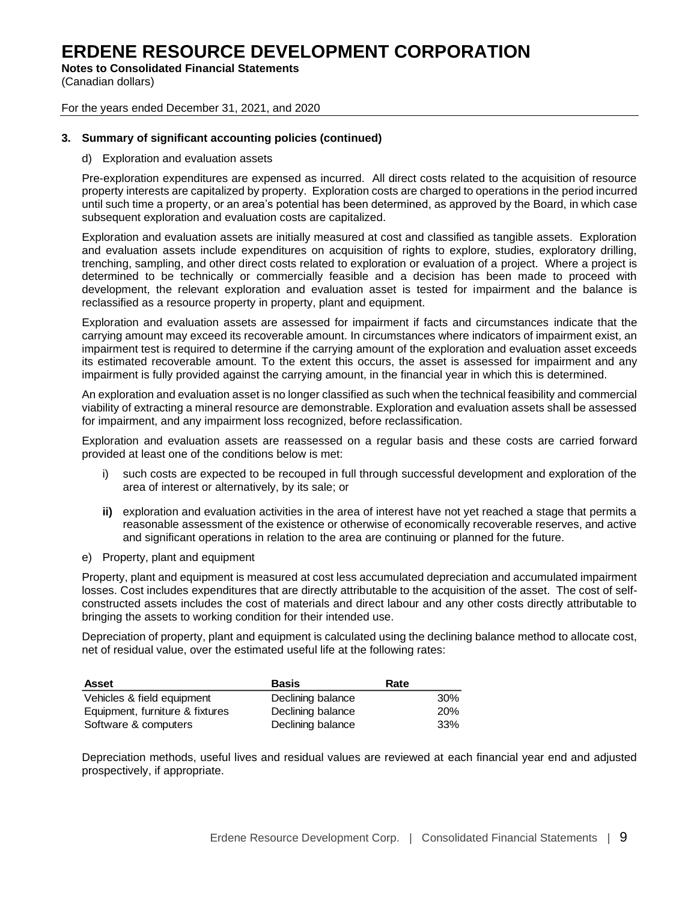# ERDENE RESOURCE DEVELOPMENT CORPORATION

**Notes to Consolidated Financial Statements**
(Canadian dollars)

For the years ended December 31, 2021, and 2020

**3. Summary of significant accounting policies (continued)**

d) Exploration and evaluation assets

Pre-exploration expenditures are expensed as incurred. All direct costs related to the acquisition of resource property interests are capitalized by property. Exploration costs are charged to operations in the period incurred until such time a property, or an area's potential has been determined, as approved by the Board, in which case subsequent exploration and evaluation costs are capitalized.

Exploration and evaluation assets are initially measured at cost and classified as tangible assets. Exploration and evaluation assets include expenditures on acquisition of rights to explore, studies, exploratory drilling, trenching, sampling, and other direct costs related to exploration or evaluation of a project. Where a project is determined to be technically or commercially feasible and a decision has been made to proceed with development, the relevant exploration and evaluation asset is tested for impairment and the balance is reclassified as a resource property in property, plant and equipment.

Exploration and evaluation assets are assessed for impairment if facts and circumstances indicate that the carrying amount may exceed its recoverable amount. In circumstances where indicators of impairment exist, an impairment test is required to determine if the carrying amount of the exploration and evaluation asset exceeds its estimated recoverable amount. To the extent this occurs, the asset is assessed for impairment and any impairment is fully provided against the carrying amount, in the financial year in which this is determined.

An exploration and evaluation asset is no longer classified as such when the technical feasibility and commercial viability of extracting a mineral resource are demonstrable. Exploration and evaluation assets shall be assessed for impairment, and any impairment loss recognized, before reclassification.

Exploration and evaluation assets are reassessed on a regular basis and these costs are carried forward provided at least one of the conditions below is met:

i) such costs are expected to be recouped in full through successful development and exploration of the area of interest or alternatively, by its sale; or

**ii)** exploration and evaluation activities in the area of interest have not yet reached a stage that permits a reasonable assessment of the existence or otherwise of economically recoverable reserves, and active and significant operations in relation to the area are continuing or planned for the future.

e) Property, plant and equipment

Property, plant and equipment is measured at cost less accumulated depreciation and accumulated impairment losses. Cost includes expenditures that are directly attributable to the acquisition of the asset. The cost of self-constructed assets includes the cost of materials and direct labour and any other costs directly attributable to bringing the assets to working condition for their intended use.

Depreciation of property, plant and equipment is calculated using the declining balance method to allocate cost, net of residual value, over the estimated useful life at the following rates:

| Asset | Basis | Rate |
|---|---|---|
| Vehicles & field equipment | Declining balance | 30% |
| Equipment, furniture & fixtures | Declining balance | 20% |
| Software & computers | Declining balance | 33% |

Depreciation methods, useful lives and residual values are reviewed at each financial year end and adjusted prospectively, if appropriate.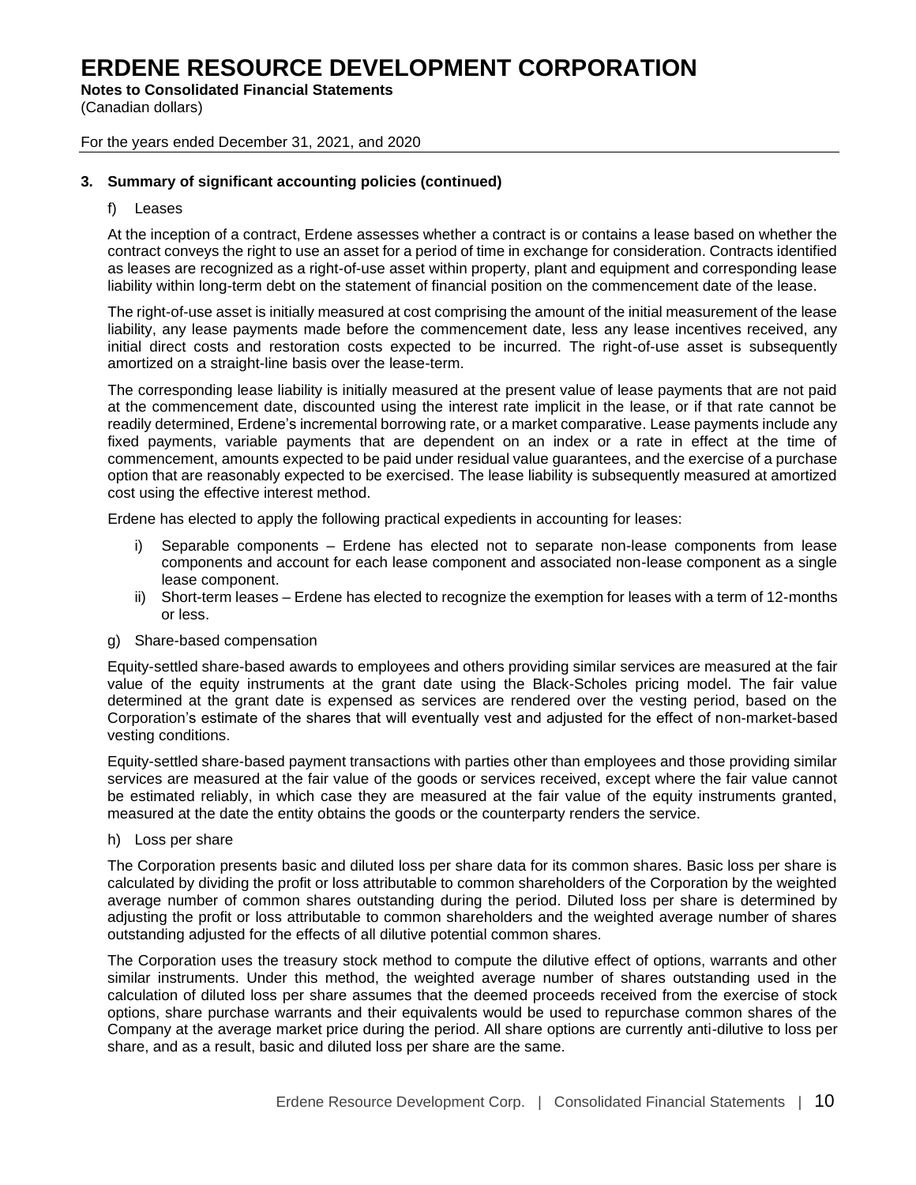# ERDENE RESOURCE DEVELOPMENT CORPORATION

**Notes to Consolidated Financial Statements**

(Canadian dollars)

For the years ended December 31, 2021, and 2020

**3. Summary of significant accounting policies (continued)**

f) Leases

At the inception of a contract, Erdene assesses whether a contract is or contains a lease based on whether the contract conveys the right to use an asset for a period of time in exchange for consideration. Contracts identified as leases are recognized as a right-of-use asset within property, plant and equipment and corresponding lease liability within long-term debt on the statement of financial position on the commencement date of the lease.

The right-of-use asset is initially measured at cost comprising the amount of the initial measurement of the lease liability, any lease payments made before the commencement date, less any lease incentives received, any initial direct costs and restoration costs expected to be incurred. The right-of-use asset is subsequently amortized on a straight-line basis over the lease-term.

The corresponding lease liability is initially measured at the present value of lease payments that are not paid at the commencement date, discounted using the interest rate implicit in the lease, or if that rate cannot be readily determined, Erdene's incremental borrowing rate, or a market comparative. Lease payments include any fixed payments, variable payments that are dependent on an index or a rate in effect at the time of commencement, amounts expected to be paid under residual value guarantees, and the exercise of a purchase option that are reasonably expected to be exercised. The lease liability is subsequently measured at amortized cost using the effective interest method.

Erdene has elected to apply the following practical expedients in accounting for leases:

i) Separable components – Erdene has elected not to separate non-lease components from lease components and account for each lease component and associated non-lease component as a single lease component.
ii) Short-term leases – Erdene has elected to recognize the exemption for leases with a term of 12-months or less.

g) Share-based compensation

Equity-settled share-based awards to employees and others providing similar services are measured at the fair value of the equity instruments at the grant date using the Black-Scholes pricing model. The fair value determined at the grant date is expensed as services are rendered over the vesting period, based on the Corporation's estimate of the shares that will eventually vest and adjusted for the effect of non-market-based vesting conditions.

Equity-settled share-based payment transactions with parties other than employees and those providing similar services are measured at the fair value of the goods or services received, except where the fair value cannot be estimated reliably, in which case they are measured at the fair value of the equity instruments granted, measured at the date the entity obtains the goods or the counterparty renders the service.

h) Loss per share

The Corporation presents basic and diluted loss per share data for its common shares. Basic loss per share is calculated by dividing the profit or loss attributable to common shareholders of the Corporation by the weighted average number of common shares outstanding during the period. Diluted loss per share is determined by adjusting the profit or loss attributable to common shareholders and the weighted average number of shares outstanding adjusted for the effects of all dilutive potential common shares.

The Corporation uses the treasury stock method to compute the dilutive effect of options, warrants and other similar instruments. Under this method, the weighted average number of shares outstanding used in the calculation of diluted loss per share assumes that the deemed proceeds received from the exercise of stock options, share purchase warrants and their equivalents would be used to repurchase common shares of the Company at the average market price during the period. All share options are currently anti-dilutive to loss per share, and as a result, basic and diluted loss per share are the same.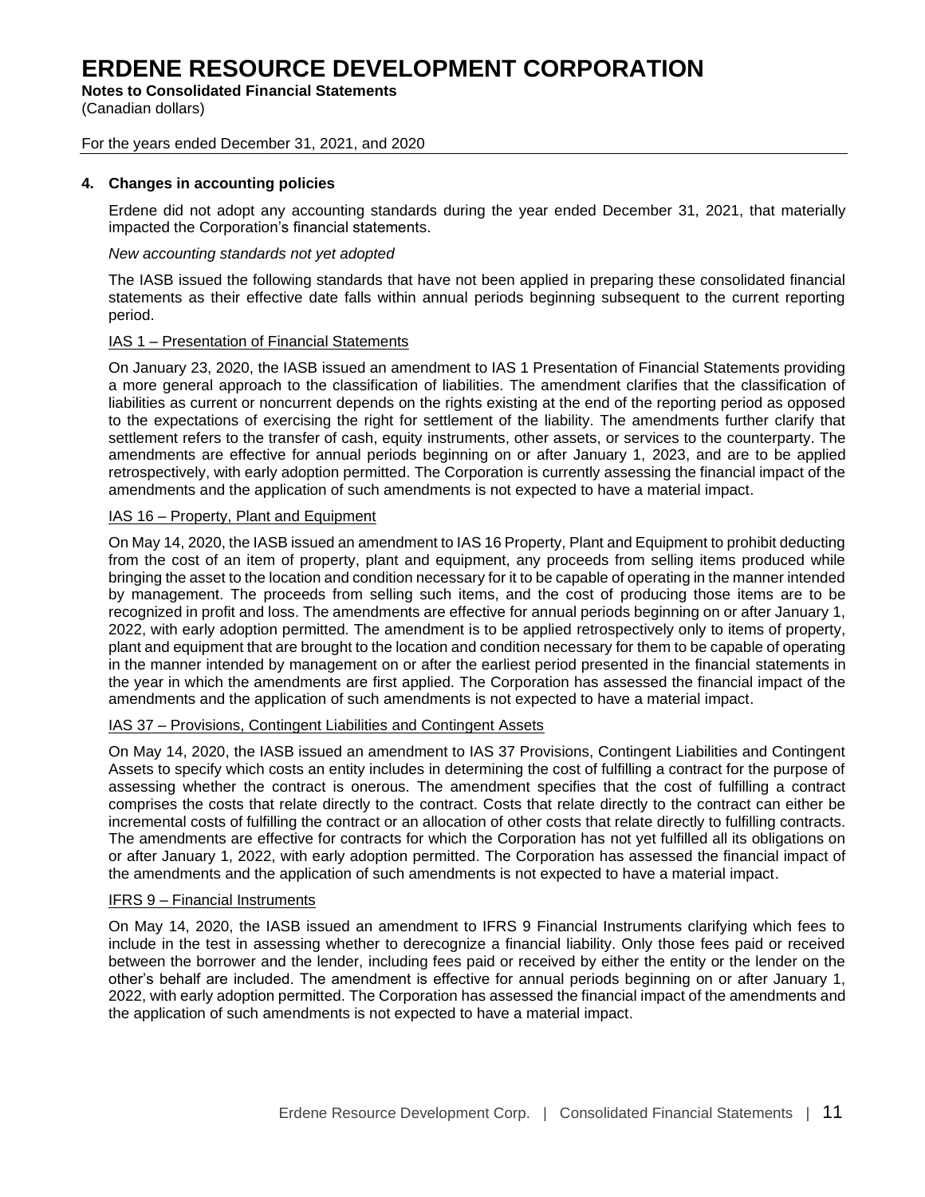## 4. Changes in accounting policies

Erdene did not adopt any accounting standards during the year ended December 31, 2021, that materially impacted the Corporation's financial statements.

*New accounting standards not yet adopted*

The IASB issued the following standards that have not been applied in preparing these consolidated financial statements as their effective date falls within annual periods beginning subsequent to the current reporting period.

<u>IAS 1 – Presentation of Financial Statements</u>

On January 23, 2020, the IASB issued an amendment to IAS 1 Presentation of Financial Statements providing a more general approach to the classification of liabilities. The amendment clarifies that the classification of liabilities as current or noncurrent depends on the rights existing at the end of the reporting period as opposed to the expectations of exercising the right for settlement of the liability. The amendments further clarify that settlement refers to the transfer of cash, equity instruments, other assets, or services to the counterparty. The amendments are effective for annual periods beginning on or after January 1, 2023, and are to be applied retrospectively, with early adoption permitted. The Corporation is currently assessing the financial impact of the amendments and the application of such amendments is not expected to have a material impact.

<u>IAS 16 – Property, Plant and Equipment</u>

On May 14, 2020, the IASB issued an amendment to IAS 16 Property, Plant and Equipment to prohibit deducting from the cost of an item of property, plant and equipment, any proceeds from selling items produced while bringing the asset to the location and condition necessary for it to be capable of operating in the manner intended by management. The proceeds from selling such items, and the cost of producing those items are to be recognized in profit and loss. The amendments are effective for annual periods beginning on or after January 1, 2022, with early adoption permitted. The amendment is to be applied retrospectively only to items of property, plant and equipment that are brought to the location and condition necessary for them to be capable of operating in the manner intended by management on or after the earliest period presented in the financial statements in the year in which the amendments are first applied. The Corporation has assessed the financial impact of the amendments and the application of such amendments is not expected to have a material impact.

<u>IAS 37 – Provisions, Contingent Liabilities and Contingent Assets</u>

On May 14, 2020, the IASB issued an amendment to IAS 37 Provisions, Contingent Liabilities and Contingent Assets to specify which costs an entity includes in determining the cost of fulfilling a contract for the purpose of assessing whether the contract is onerous. The amendment specifies that the cost of fulfilling a contract comprises the costs that relate directly to the contract. Costs that relate directly to the contract can either be incremental costs of fulfilling the contract or an allocation of other costs that relate directly to fulfilling contracts. The amendments are effective for contracts for which the Corporation has not yet fulfilled all its obligations on or after January 1, 2022, with early adoption permitted. The Corporation has assessed the financial impact of the amendments and the application of such amendments is not expected to have a material impact.

<u>IFRS 9 – Financial Instruments</u>

On May 14, 2020, the IASB issued an amendment to IFRS 9 Financial Instruments clarifying which fees to include in the test in assessing whether to derecognize a financial liability. Only those fees paid or received between the borrower and the lender, including fees paid or received by either the entity or the lender on the other's behalf are included. The amendment is effective for annual periods beginning on or after January 1, 2022, with early adoption permitted. The Corporation has assessed the financial impact of the amendments and the application of such amendments is not expected to have a material impact.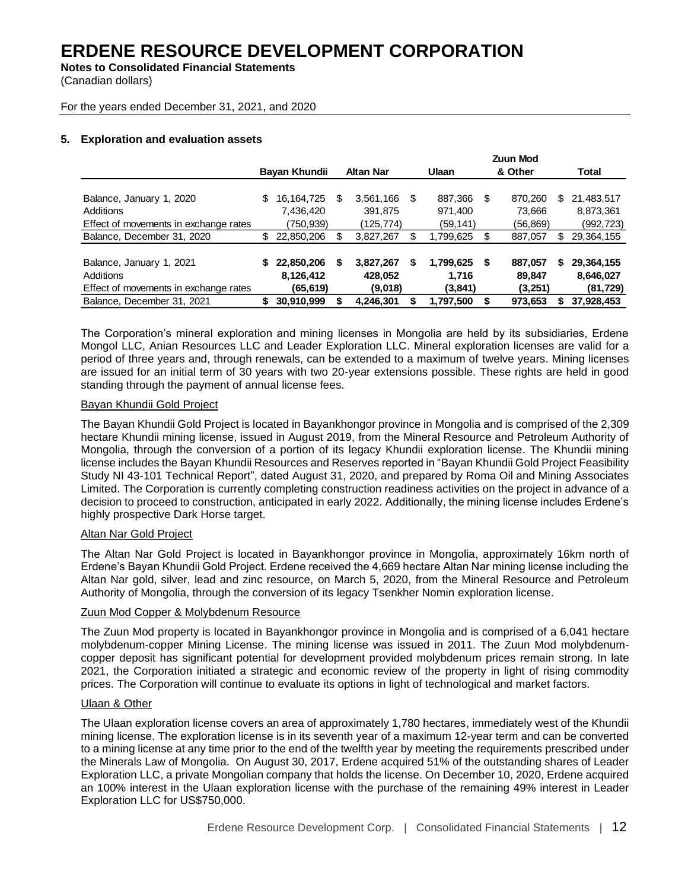# ERDENE RESOURCE DEVELOPMENT CORPORATION

**Notes to Consolidated Financial Statements**

(Canadian dollars)

For the years ended December 31, 2021, and 2020

## 5. Exploration and evaluation assets

| | Bayan Khundii | Altan Nar | Ulaan | Zuun Mod & Other | Total |
|---|---|---|---|---|---|
| Balance, January 1, 2020 | $ 16,164,725 | $ 3,561,166 | $ 887,366 | $ 870,260 | $ 21,483,517 |
| Additions | 7,436,420 | 391,875 | 971,400 | 73,666 | 8,873,361 |
| Effect of movements in exchange rates | (750,939) | (125,774) | (59,141) | (56,869) | (992,723) |
| Balance, December 31, 2020 | $ 22,850,206 | $ 3,827,267 | $ 1,799,625 | $ 887,057 | $ 29,364,155 |
| **Balance, January 1, 2021** | **$ 22,850,206** | **$ 3,827,267** | **$ 1,799,625** | **$ 887,057** | **$ 29,364,155** |
| **Additions** | **8,126,412** | **428,052** | **1,716** | **89,847** | **8,646,027** |
| **Effect of movements in exchange rates** | **(65,619)** | **(9,018)** | **(3,841)** | **(3,251)** | **(81,729)** |
| **Balance, December 31, 2021** | **$ 30,910,999** | **$ 4,246,301** | **$ 1,797,500** | **$ 973,653** | **$ 37,928,453** |

The Corporation's mineral exploration and mining licenses in Mongolia are held by its subsidiaries, Erdene Mongol LLC, Anian Resources LLC and Leader Exploration LLC. Mineral exploration licenses are valid for a period of three years and, through renewals, can be extended to a maximum of twelve years. Mining licenses are issued for an initial term of 30 years with two 20-year extensions possible. These rights are held in good standing through the payment of annual license fees.

### Bayan Khundii Gold Project

The Bayan Khundii Gold Project is located in Bayankhongor province in Mongolia and is comprised of the 2,309 hectare Khundii mining license, issued in August 2019, from the Mineral Resource and Petroleum Authority of Mongolia, through the conversion of a portion of its legacy Khundii exploration license. The Khundii mining license includes the Bayan Khundii Resources and Reserves reported in "Bayan Khundii Gold Project Feasibility Study NI 43-101 Technical Report", dated August 31, 2020, and prepared by Roma Oil and Mining Associates Limited. The Corporation is currently completing construction readiness activities on the project in advance of a decision to proceed to construction, anticipated in early 2022. Additionally, the mining license includes Erdene's highly prospective Dark Horse target.

### Altan Nar Gold Project

The Altan Nar Gold Project is located in Bayankhongor province in Mongolia, approximately 16km north of Erdene's Bayan Khundii Gold Project. Erdene received the 4,669 hectare Altan Nar mining license including the Altan Nar gold, silver, lead and zinc resource, on March 5, 2020, from the Mineral Resource and Petroleum Authority of Mongolia, through the conversion of its legacy Tsenkher Nomin exploration license.

### Zuun Mod Copper & Molybdenum Resource

The Zuun Mod property is located in Bayankhongor province in Mongolia and is comprised of a 6,041 hectare molybdenum-copper Mining License. The mining license was issued in 2011. The Zuun Mod molybdenum-copper deposit has significant potential for development provided molybdenum prices remain strong. In late 2021, the Corporation initiated a strategic and economic review of the property in light of rising commodity prices. The Corporation will continue to evaluate its options in light of technological and market factors.

### Ulaan & Other

The Ulaan exploration license covers an area of approximately 1,780 hectares, immediately west of the Khundii mining license. The exploration license is in its seventh year of a maximum 12-year term and can be converted to a mining license at any time prior to the end of the twelfth year by meeting the requirements prescribed under the Minerals Law of Mongolia. On August 30, 2017, Erdene acquired 51% of the outstanding shares of Leader Exploration LLC, a private Mongolian company that holds the license. On December 10, 2020, Erdene acquired an 100% interest in the Ulaan exploration license with the purchase of the remaining 49% interest in Leader Exploration LLC for US$750,000.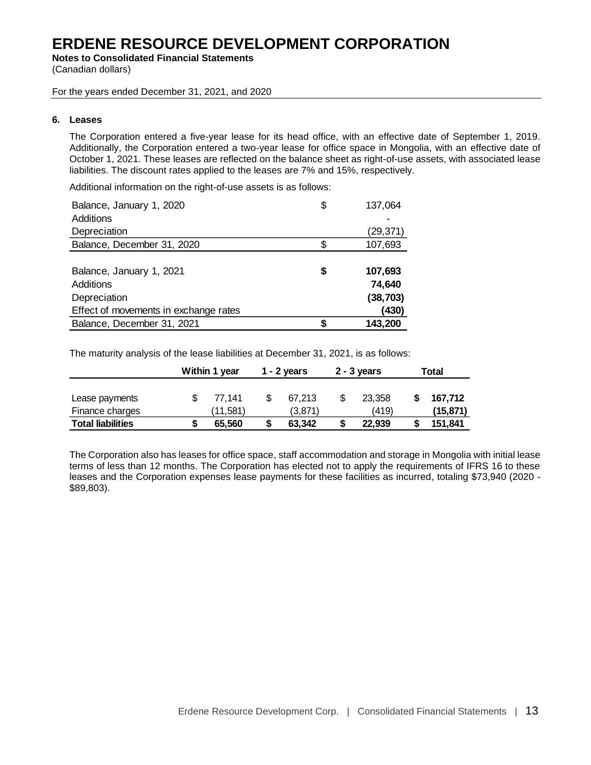# ERDENE RESOURCE DEVELOPMENT CORPORATION

**Notes to Consolidated Financial Statements**
(Canadian dollars)

For the years ended December 31, 2021, and 2020

### 6. Leases

The Corporation entered a five-year lease for its head office, with an effective date of September 1, 2019. Additionally, the Corporation entered a two-year lease for office space in Mongolia, with an effective date of October 1, 2021. These leases are reflected on the balance sheet as right-of-use assets, with associated lease liabilities. The discount rates applied to the leases are 7% and 15%, respectively.

Additional information on the right-of-use assets is as follows:

| | | |
|---|---|---|
| Balance, January 1, 2020 | $ | 137,064 |
| Additions | | - |
| Depreciation | | (29,371) |
| Balance, December 31, 2020 | $ | 107,693 |
| | | |
| **Balance, January 1, 2021** | **$** | **107,693** |
| Additions | | **74,640** |
| Depreciation | | **(38,703)** |
| Effect of movements in exchange rates | | **(430)** |
| Balance, December 31, 2021 | **$** | **143,200** |

The maturity analysis of the lease liabilities at December 31, 2021, is as follows:

| | Within 1 year | 1 - 2 years | 2 - 3 years | Total |
|---|---|---|---|---|
| Lease payments | $ 77,141 | $ 67,213 | $ 23,358 | **$ 167,712** |
| Finance charges | (11,581) | (3,871) | (419) | **(15,871)** |
| **Total liabilities** | **$ 65,560** | **$ 63,342** | **$ 22,939** | **$ 151,841** |

The Corporation also has leases for office space, staff accommodation and storage in Mongolia with initial lease terms of less than 12 months. The Corporation has elected not to apply the requirements of IFRS 16 to these leases and the Corporation expenses lease payments for these facilities as incurred, totaling $73,940 (2020 - $89,803).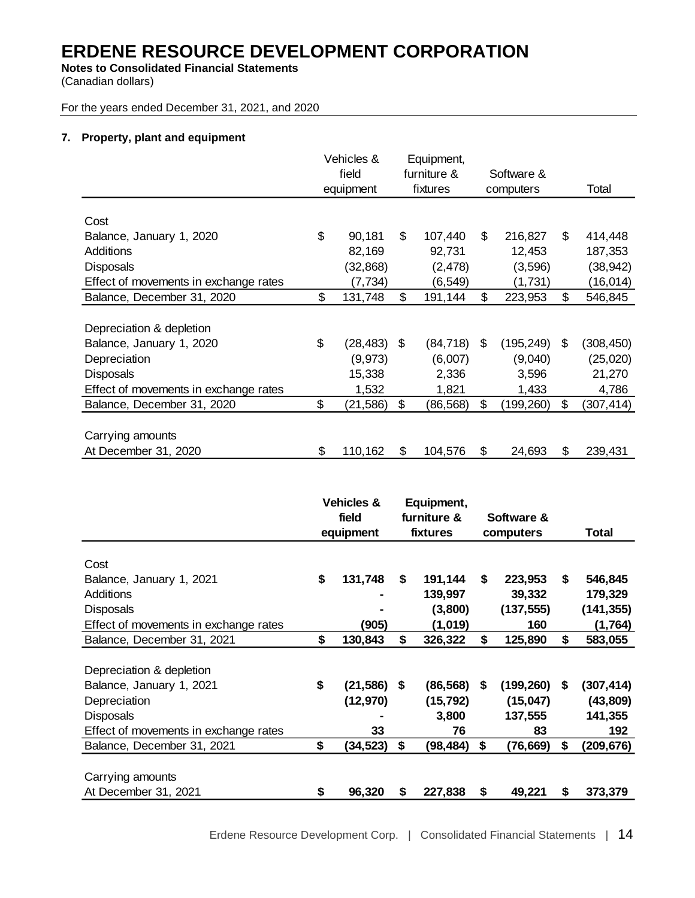# ERDENE RESOURCE DEVELOPMENT CORPORATION

**Notes to Consolidated Financial Statements**
(Canadian dollars)

For the years ended December 31, 2021, and 2020

**7. Property, plant and equipment**

| | Vehicles & field equipment | Equipment, furniture & fixtures | Software & computers | Total |
|---|---|---|---|---|
| Cost | | | | |
| Balance, January 1, 2020 | $ 90,181 | $ 107,440 | $ 216,827 | $ 414,448 |
| Additions | 82,169 | 92,731 | 12,453 | 187,353 |
| Disposals | (32,868) | (2,478) | (3,596) | (38,942) |
| Effect of movements in exchange rates | (7,734) | (6,549) | (1,731) | (16,014) |
| Balance, December 31, 2020 | $ 131,748 | $ 191,144 | $ 223,953 | $ 546,845 |
| Depreciation & depletion | | | | |
| Balance, January 1, 2020 | $ (28,483) | $ (84,718) | $ (195,249) | $ (308,450) |
| Depreciation | (9,973) | (6,007) | (9,040) | (25,020) |
| Disposals | 15,338 | 2,336 | 3,596 | 21,270 |
| Effect of movements in exchange rates | 1,532 | 1,821 | 1,433 | 4,786 |
| Balance, December 31, 2020 | $ (21,586) | $ (86,568) | $ (199,260) | $ (307,414) |
| Carrying amounts | | | | |
| At December 31, 2020 | $ 110,162 | $ 104,576 | $ 24,693 | $ 239,431 |

| | **Vehicles & field equipment** | **Equipment, furniture & fixtures** | **Software & computers** | **Total** |
|---|---|---|---|---|
| Cost | | | | |
| Balance, January 1, 2021 | **$ 131,748** | **$ 191,144** | **$ 223,953** | **$ 546,845** |
| Additions | **-** | **139,997** | **39,332** | **179,329** |
| Disposals | **-** | **(3,800)** | **(137,555)** | **(141,355)** |
| Effect of movements in exchange rates | **(905)** | **(1,019)** | **160** | **(1,764)** |
| Balance, December 31, 2021 | **$ 130,843** | **$ 326,322** | **$ 125,890** | **$ 583,055** |
| Depreciation & depletion | | | | |
| Balance, January 1, 2021 | **$ (21,586)** | **$ (86,568)** | **$ (199,260)** | **$ (307,414)** |
| Depreciation | **(12,970)** | **(15,792)** | **(15,047)** | **(43,809)** |
| Disposals | **-** | **3,800** | **137,555** | **141,355** |
| Effect of movements in exchange rates | **33** | **76** | **83** | **192** |
| Balance, December 31, 2021 | **$ (34,523)** | **$ (98,484)** | **$ (76,669)** | **$ (209,676)** |
| Carrying amounts | | | | |
| At December 31, 2021 | **$ 96,320** | **$ 227,838** | **$ 49,221** | **$ 373,379** |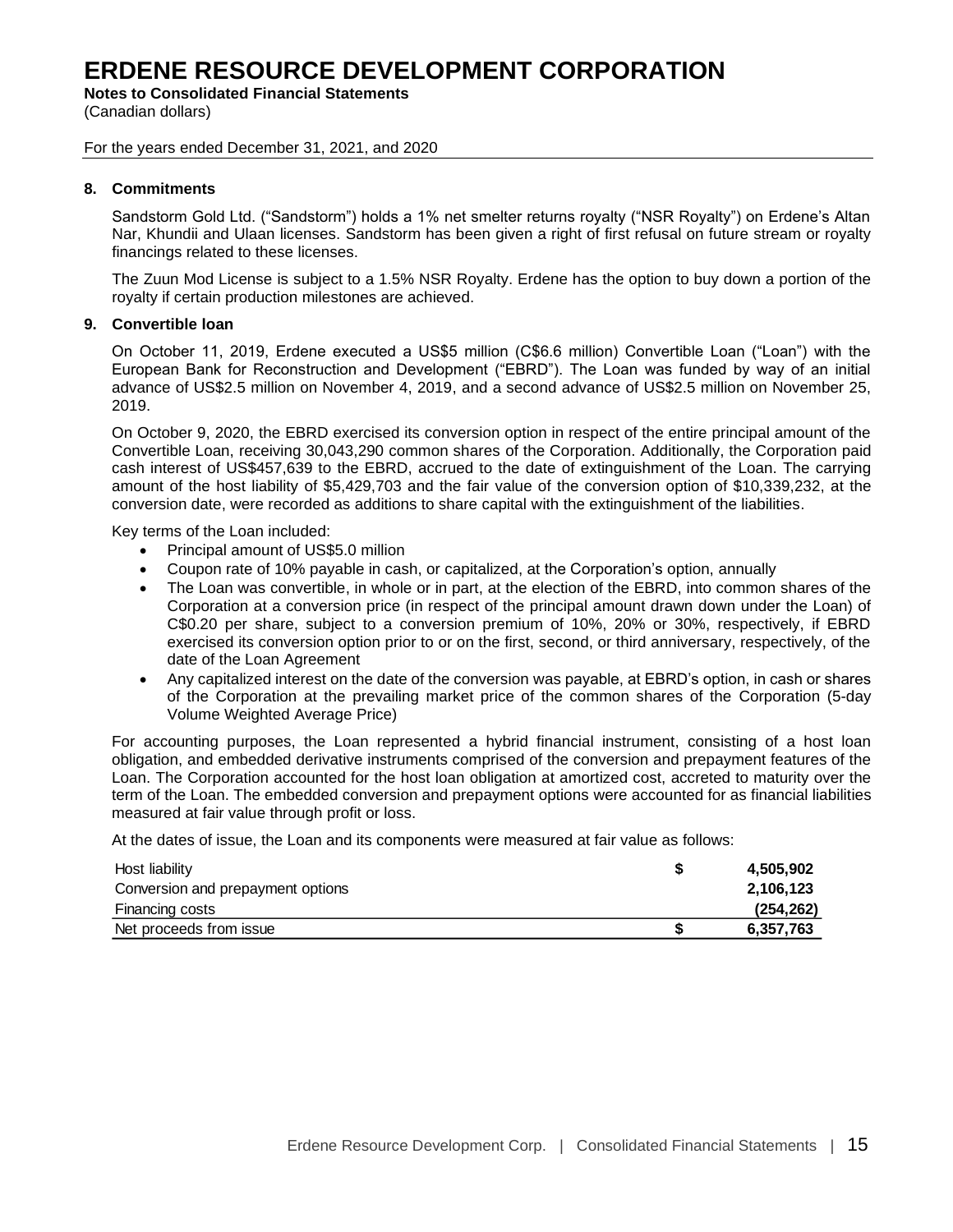# ERDENE RESOURCE DEVELOPMENT CORPORATION

**Notes to Consolidated Financial Statements**
(Canadian dollars)

For the years ended December 31, 2021, and 2020

**8. Commitments**

Sandstorm Gold Ltd. ("Sandstorm") holds a 1% net smelter returns royalty ("NSR Royalty") on Erdene's Altan Nar, Khundii and Ulaan licenses. Sandstorm has been given a right of first refusal on future stream or royalty financings related to these licenses.

The Zuun Mod License is subject to a 1.5% NSR Royalty. Erdene has the option to buy down a portion of the royalty if certain production milestones are achieved.

**9. Convertible loan**

On October 11, 2019, Erdene executed a US$5 million (C$6.6 million) Convertible Loan ("Loan") with the European Bank for Reconstruction and Development ("EBRD"). The Loan was funded by way of an initial advance of US$2.5 million on November 4, 2019, and a second advance of US$2.5 million on November 25, 2019.

On October 9, 2020, the EBRD exercised its conversion option in respect of the entire principal amount of the Convertible Loan, receiving 30,043,290 common shares of the Corporation. Additionally, the Corporation paid cash interest of US$457,639 to the EBRD, accrued to the date of extinguishment of the Loan. The carrying amount of the host liability of $5,429,703 and the fair value of the conversion option of $10,339,232, at the conversion date, were recorded as additions to share capital with the extinguishment of the liabilities.

Key terms of the Loan included:

- Principal amount of US$5.0 million
- Coupon rate of 10% payable in cash, or capitalized, at the Corporation's option, annually
- The Loan was convertible, in whole or in part, at the election of the EBRD, into common shares of the Corporation at a conversion price (in respect of the principal amount drawn down under the Loan) of C$0.20 per share, subject to a conversion premium of 10%, 20% or 30%, respectively, if EBRD exercised its conversion option prior to or on the first, second, or third anniversary, respectively, of the date of the Loan Agreement
- Any capitalized interest on the date of the conversion was payable, at EBRD's option, in cash or shares of the Corporation at the prevailing market price of the common shares of the Corporation (5-day Volume Weighted Average Price)

For accounting purposes, the Loan represented a hybrid financial instrument, consisting of a host loan obligation, and embedded derivative instruments comprised of the conversion and prepayment features of the Loan. The Corporation accounted for the host loan obligation at amortized cost, accreted to maturity over the term of the Loan. The embedded conversion and prepayment options were accounted for as financial liabilities measured at fair value through profit or loss.

At the dates of issue, the Loan and its components were measured at fair value as follows:

| | | |
|---|---|---|
| Host liability | $ | 4,505,902 |
| Conversion and prepayment options | | 2,106,123 |
| Financing costs | | (254,262) |
| Net proceeds from issue | $ | 6,357,763 |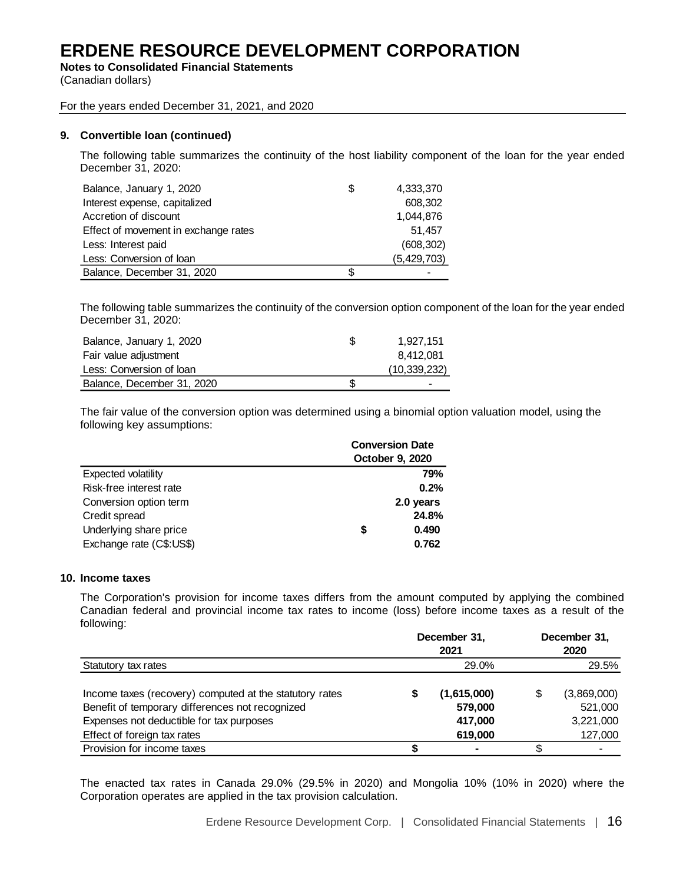# ERDENE RESOURCE DEVELOPMENT CORPORATION

**Notes to Consolidated Financial Statements**
(Canadian dollars)

For the years ended December 31, 2021, and 2020

### 9. Convertible loan (continued)

The following table summarizes the continuity of the host liability component of the loan for the year ended December 31, 2020:

| | | |
|---|---|---|
| Balance, January 1, 2020 | $ | 4,333,370 |
| Interest expense, capitalized | | 608,302 |
| Accretion of discount | | 1,044,876 |
| Effect of movement in exchange rates | | 51,457 |
| Less: Interest paid | | (608,302) |
| Less: Conversion of loan | | (5,429,703) |
| Balance, December 31, 2020 | $ | - |

The following table summarizes the continuity of the conversion option component of the loan for the year ended December 31, 2020:

| | | |
|---|---|---|
| Balance, January 1, 2020 | $ | 1,927,151 |
| Fair value adjustment | | 8,412,081 |
| Less: Conversion of loan | | (10,339,232) |
| Balance, December 31, 2020 | $ | - |

The fair value of the conversion option was determined using a binomial option valuation model, using the following key assumptions:

| | Conversion Date October 9, 2020 |
|---|---|
| Expected volatility | 79% |
| Risk-free interest rate | 0.2% |
| Conversion option term | 2.0 years |
| Credit spread | 24.8% |
| Underlying share price | $ 0.490 |
| Exchange rate (C$:US$) | 0.762 |

### 10. Income taxes

The Corporation's provision for income taxes differs from the amount computed by applying the combined Canadian federal and provincial income tax rates to income (loss) before income taxes as a result of the following:

| | | December 31, 2021 | | December 31, 2020 |
|---|---|---|---|---|
| Statutory tax rates | | 29.0% | | 29.5% |
| Income taxes (recovery) computed at the statutory rates | **$** | **(1,615,000)** | $ | (3,869,000) |
| Benefit of temporary differences not recognized | | **579,000** | | 521,000 |
| Expenses not deductible for tax purposes | | **417,000** | | 3,221,000 |
| Effect of foreign tax rates | | **619,000** | | 127,000 |
| Provision for income taxes | **$** | **-** | $ | - |

The enacted tax rates in Canada 29.0% (29.5% in 2020) and Mongolia 10% (10% in 2020) where the Corporation operates are applied in the tax provision calculation.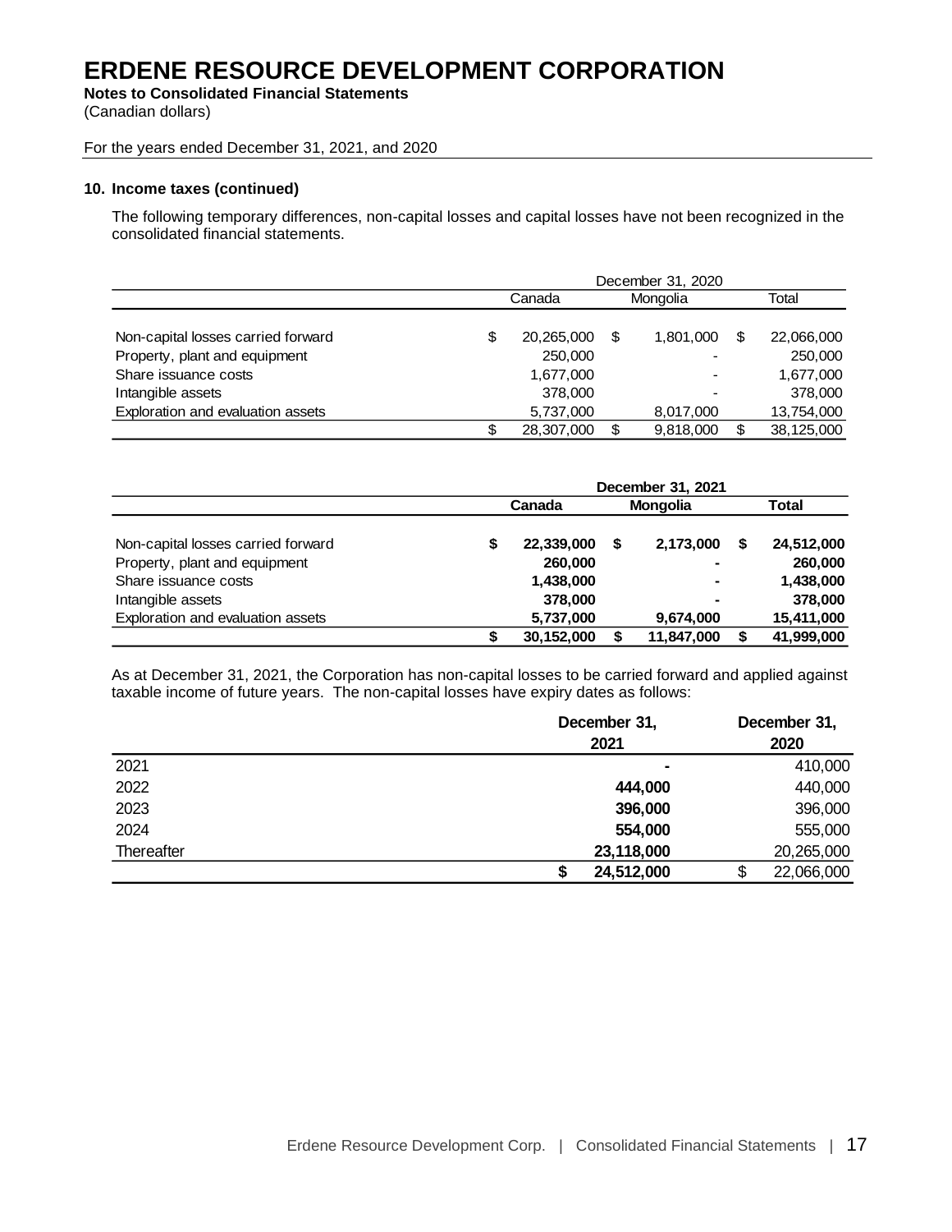# ERDENE RESOURCE DEVELOPMENT CORPORATION

**Notes to Consolidated Financial Statements**
(Canadian dollars)

For the years ended December 31, 2021, and 2020

**10. Income taxes (continued)**

The following temporary differences, non-capital losses and capital losses have not been recognized in the consolidated financial statements.

| | December 31, 2020 | | |
|---|---|---|---|
| | Canada | Mongolia | Total |
| Non-capital losses carried forward | $ 20,265,000 | $ 1,801,000 | $ 22,066,000 |
| Property, plant and equipment | 250,000 | - | 250,000 |
| Share issuance costs | 1,677,000 | - | 1,677,000 |
| Intangible assets | 378,000 | - | 378,000 |
| Exploration and evaluation assets | 5,737,000 | 8,017,000 | 13,754,000 |
| | $ 28,307,000 | $ 9,818,000 | $ 38,125,000 |

| | **December 31, 2021** | | |
|---|---|---|---|
| | **Canada** | **Mongolia** | **Total** |
| Non-capital losses carried forward | **$ 22,339,000** | **$ 2,173,000** | **$ 24,512,000** |
| Property, plant and equipment | **260,000** | **-** | **260,000** |
| Share issuance costs | **1,438,000** | **-** | **1,438,000** |
| Intangible assets | **378,000** | **-** | **378,000** |
| Exploration and evaluation assets | **5,737,000** | **9,674,000** | **15,411,000** |
| | **$ 30,152,000** | **$ 11,847,000** | **$ 41,999,000** |

As at December 31, 2021, the Corporation has non-capital losses to be carried forward and applied against taxable income of future years. The non-capital losses have expiry dates as follows:

| | **December 31, 2021** | **December 31, 2020** |
|---|---|---|
| 2021 | **-** | 410,000 |
| 2022 | **444,000** | 440,000 |
| 2023 | **396,000** | 396,000 |
| 2024 | **554,000** | 555,000 |
| Thereafter | **23,118,000** | 20,265,000 |
| | **$ 24,512,000** | $ 22,066,000 |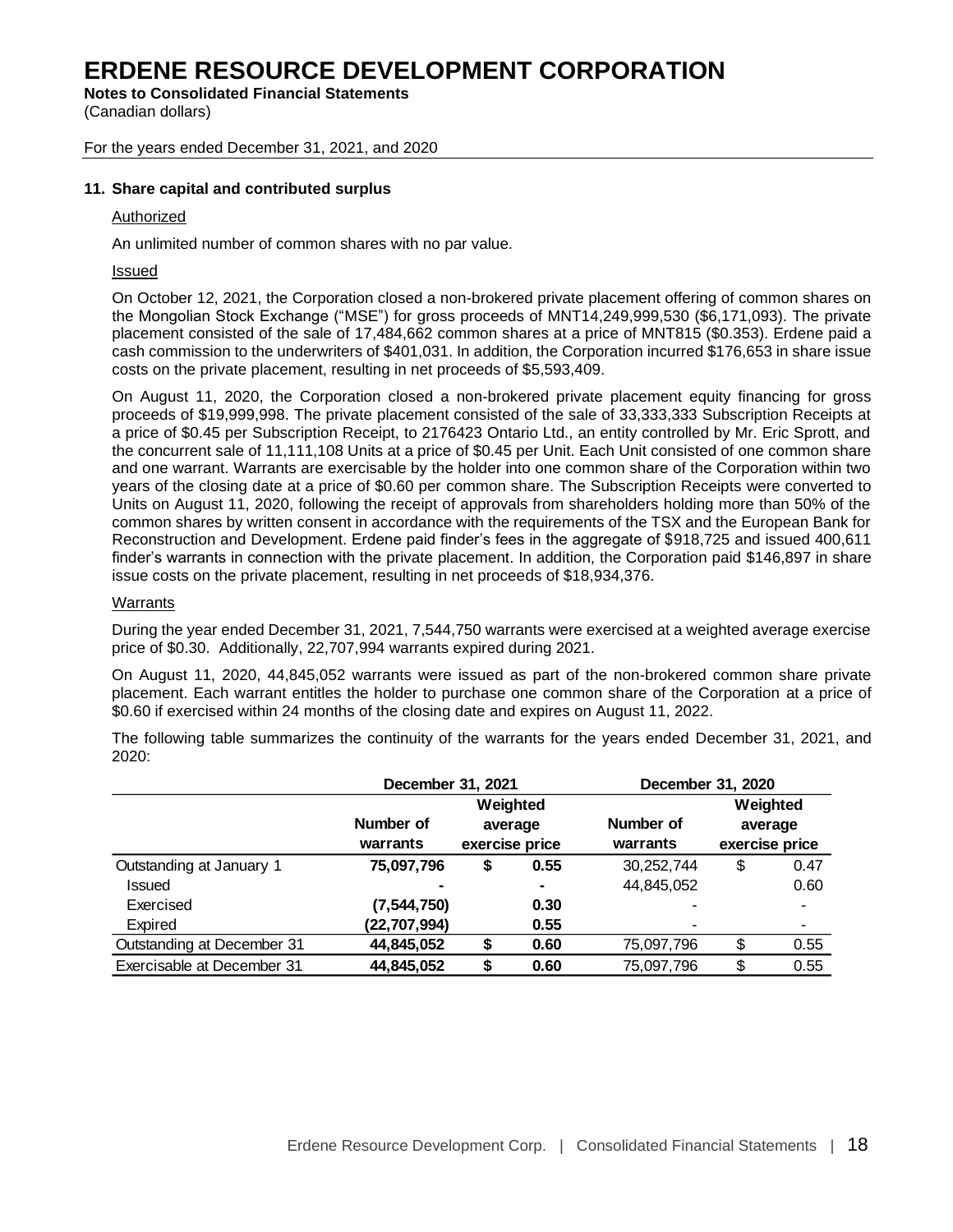# ERDENE RESOURCE DEVELOPMENT CORPORATION

**Notes to Consolidated Financial Statements**
(Canadian dollars)

For the years ended December 31, 2021, and 2020

**11. Share capital and contributed surplus**

Authorized

An unlimited number of common shares with no par value.

Issued

On October 12, 2021, the Corporation closed a non-brokered private placement offering of common shares on the Mongolian Stock Exchange ("MSE") for gross proceeds of MNT14,249,999,530 ($6,171,093). The private placement consisted of the sale of 17,484,662 common shares at a price of MNT815 ($0.353). Erdene paid a cash commission to the underwriters of $401,031. In addition, the Corporation incurred $176,653 in share issue costs on the private placement, resulting in net proceeds of $5,593,409.

On August 11, 2020, the Corporation closed a non-brokered private placement equity financing for gross proceeds of $19,999,998. The private placement consisted of the sale of 33,333,333 Subscription Receipts at a price of $0.45 per Subscription Receipt, to 2176423 Ontario Ltd., an entity controlled by Mr. Eric Sprott, and the concurrent sale of 11,111,108 Units at a price of $0.45 per Unit. Each Unit consisted of one common share and one warrant. Warrants are exercisable by the holder into one common share of the Corporation within two years of the closing date at a price of $0.60 per common share. The Subscription Receipts were converted to Units on August 11, 2020, following the receipt of approvals from shareholders holding more than 50% of the common shares by written consent in accordance with the requirements of the TSX and the European Bank for Reconstruction and Development. Erdene paid finder's fees in the aggregate of $918,725 and issued 400,611 finder's warrants in connection with the private placement. In addition, the Corporation paid $146,897 in share issue costs on the private placement, resulting in net proceeds of $18,934,376.

Warrants

During the year ended December 31, 2021, 7,544,750 warrants were exercised at a weighted average exercise price of $0.30. Additionally, 22,707,994 warrants expired during 2021.

On August 11, 2020, 44,845,052 warrants were issued as part of the non-brokered common share private placement. Each warrant entitles the holder to purchase one common share of the Corporation at a price of $0.60 if exercised within 24 months of the closing date and expires on August 11, 2022.

The following table summarizes the continuity of the warrants for the years ended December 31, 2021, and 2020:

| | December 31, 2021 | | December 31, 2020 | |
|---|---|---|---|---|
| | Number of warrants | Weighted average exercise price | Number of warrants | Weighted average exercise price |
| Outstanding at January 1 | **75,097,796** | **$ 0.55** | 30,252,744 | $ 0.47 |
| Issued | **-** | **-** | 44,845,052 | 0.60 |
| Exercised | **(7,544,750)** | **0.30** | - | - |
| Expired | **(22,707,994)** | **0.55** | - | - |
| Outstanding at December 31 | **44,845,052** | **$ 0.60** | 75,097,796 | $ 0.55 |
| Exercisable at December 31 | **44,845,052** | **$ 0.60** | 75,097,796 | $ 0.55 |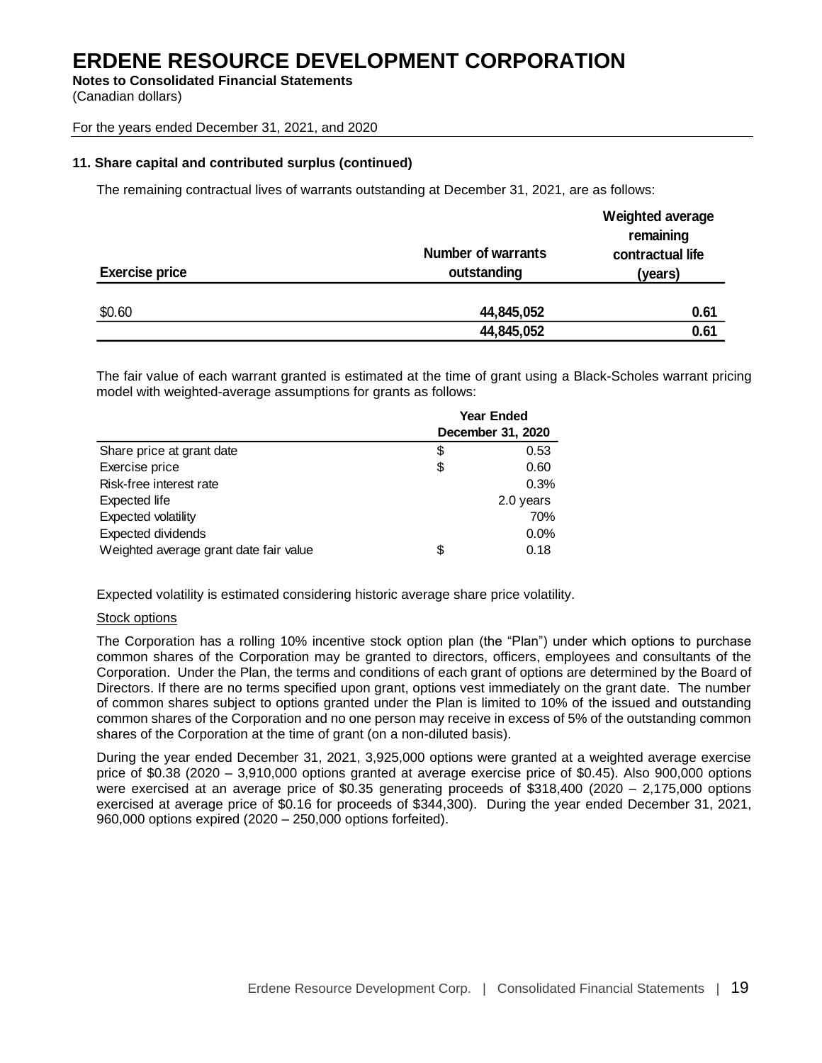# ERDENE RESOURCE DEVELOPMENT CORPORATION

**Notes to Consolidated Financial Statements**
(Canadian dollars)

For the years ended December 31, 2021, and 2020

**11. Share capital and contributed surplus (continued)**

The remaining contractual lives of warrants outstanding at December 31, 2021, are as follows:

| Exercise price | Number of warrants outstanding | Weighted average remaining contractual life (years) |
|---|---|---|
| $0.60 | 44,845,052 | 0.61 |
| | 44,845,052 | 0.61 |

The fair value of each warrant granted is estimated at the time of grant using a Black-Scholes warrant pricing model with weighted-average assumptions for grants as follows:

| | Year Ended December 31, 2020 |
|---|---|
| Share price at grant date | $ 0.53 |
| Exercise price | $ 0.60 |
| Risk-free interest rate | 0.3% |
| Expected life | 2.0 years |
| Expected volatility | 70% |
| Expected dividends | 0.0% |
| Weighted average grant date fair value | $ 0.18 |

Expected volatility is estimated considering historic average share price volatility.

Stock options

The Corporation has a rolling 10% incentive stock option plan (the "Plan") under which options to purchase common shares of the Corporation may be granted to directors, officers, employees and consultants of the Corporation. Under the Plan, the terms and conditions of each grant of options are determined by the Board of Directors. If there are no terms specified upon grant, options vest immediately on the grant date. The number of common shares subject to options granted under the Plan is limited to 10% of the issued and outstanding common shares of the Corporation and no one person may receive in excess of 5% of the outstanding common shares of the Corporation at the time of grant (on a non-diluted basis).

During the year ended December 31, 2021, 3,925,000 options were granted at a weighted average exercise price of $0.38 (2020 – 3,910,000 options granted at average exercise price of $0.45). Also 900,000 options were exercised at an average price of $0.35 generating proceeds of $318,400 (2020 – 2,175,000 options exercised at average price of $0.16 for proceeds of $344,300). During the year ended December 31, 2021, 960,000 options expired (2020 – 250,000 options forfeited).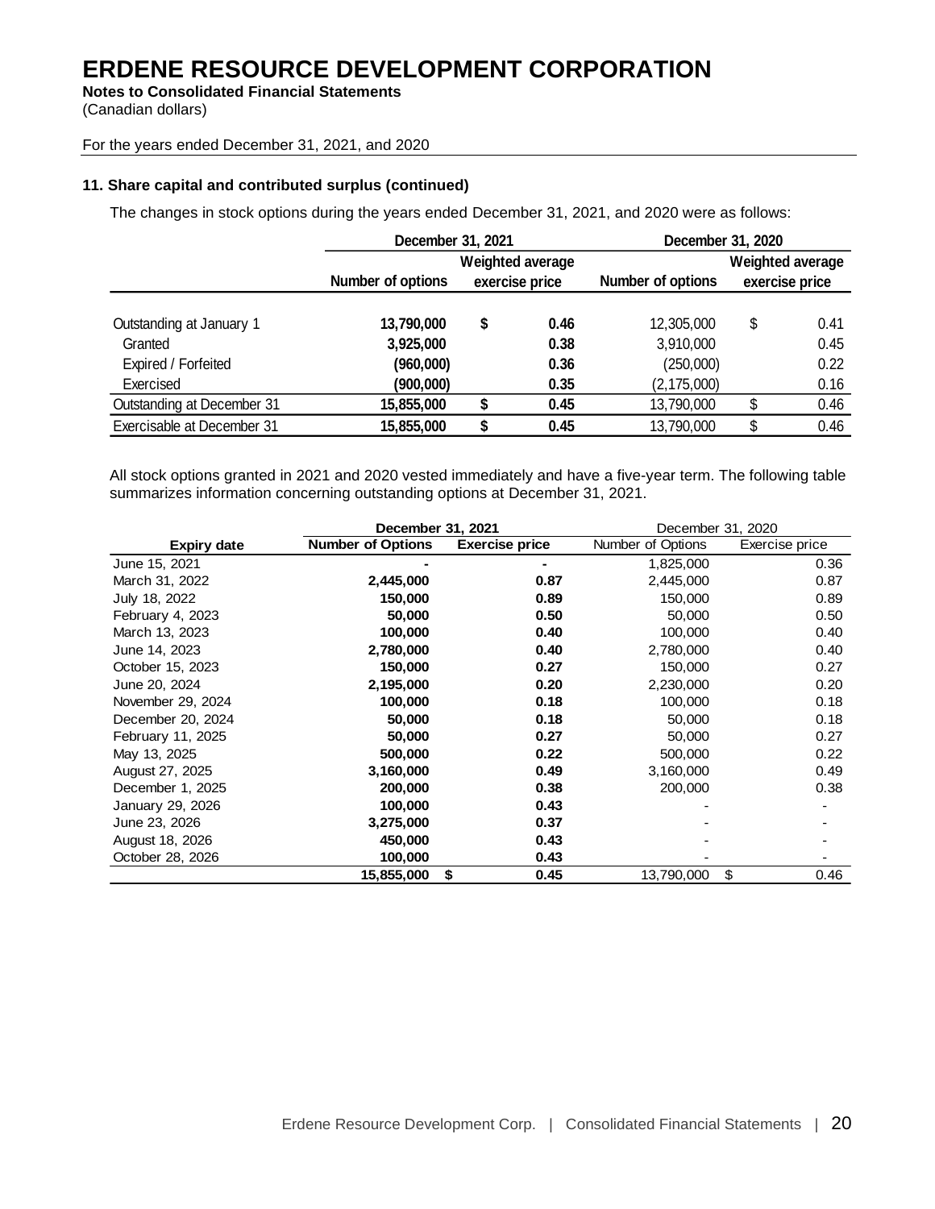# ERDENE RESOURCE DEVELOPMENT CORPORATION

**Notes to Consolidated Financial Statements**
(Canadian dollars)

For the years ended December 31, 2021, and 2020

**11. Share capital and contributed surplus (continued)**

The changes in stock options during the years ended December 31, 2021, and 2020 were as follows:

| | December 31, 2021 | | December 31, 2020 | |
|---|---|---|---|---|
| | Number of options | Weighted average exercise price | Number of options | Weighted average exercise price |
| Outstanding at January 1 | **13,790,000** | **$ 0.46** | 12,305,000 | $ 0.41 |
| Granted | **3,925,000** | **0.38** | 3,910,000 | 0.45 |
| Expired / Forfeited | **(960,000)** | **0.36** | (250,000) | 0.22 |
| Exercised | **(900,000)** | **0.35** | (2,175,000) | 0.16 |
| Outstanding at December 31 | **15,855,000** | **$ 0.45** | 13,790,000 | $ 0.46 |
| Exercisable at December 31 | **15,855,000** | **$ 0.45** | 13,790,000 | $ 0.46 |

All stock options granted in 2021 and 2020 vested immediately and have a five-year term. The following table summarizes information concerning outstanding options at December 31, 2021.

| | December 31, 2021 | | December 31, 2020 | |
|---|---|---|---|---|
| Expiry date | Number of Options | Exercise price | Number of Options | Exercise price |
| June 15, 2021 | **-** | **-** | 1,825,000 | 0.36 |
| March 31, 2022 | **2,445,000** | **0.87** | 2,445,000 | 0.87 |
| July 18, 2022 | **150,000** | **0.89** | 150,000 | 0.89 |
| February 4, 2023 | **50,000** | **0.50** | 50,000 | 0.50 |
| March 13, 2023 | **100,000** | **0.40** | 100,000 | 0.40 |
| June 14, 2023 | **2,780,000** | **0.40** | 2,780,000 | 0.40 |
| October 15, 2023 | **150,000** | **0.27** | 150,000 | 0.27 |
| June 20, 2024 | **2,195,000** | **0.20** | 2,230,000 | 0.20 |
| November 29, 2024 | **100,000** | **0.18** | 100,000 | 0.18 |
| December 20, 2024 | **50,000** | **0.18** | 50,000 | 0.18 |
| February 11, 2025 | **50,000** | **0.27** | 50,000 | 0.27 |
| May 13, 2025 | **500,000** | **0.22** | 500,000 | 0.22 |
| August 27, 2025 | **3,160,000** | **0.49** | 3,160,000 | 0.49 |
| December 1, 2025 | **200,000** | **0.38** | 200,000 | 0.38 |
| January 29, 2026 | **100,000** | **0.43** | - | - |
| June 23, 2026 | **3,275,000** | **0.37** | - | - |
| August 18, 2026 | **450,000** | **0.43** | - | - |
| October 28, 2026 | **100,000** | **0.43** | - | - |
| | **15,855,000** | **$ 0.45** | 13,790,000 | $ 0.46 |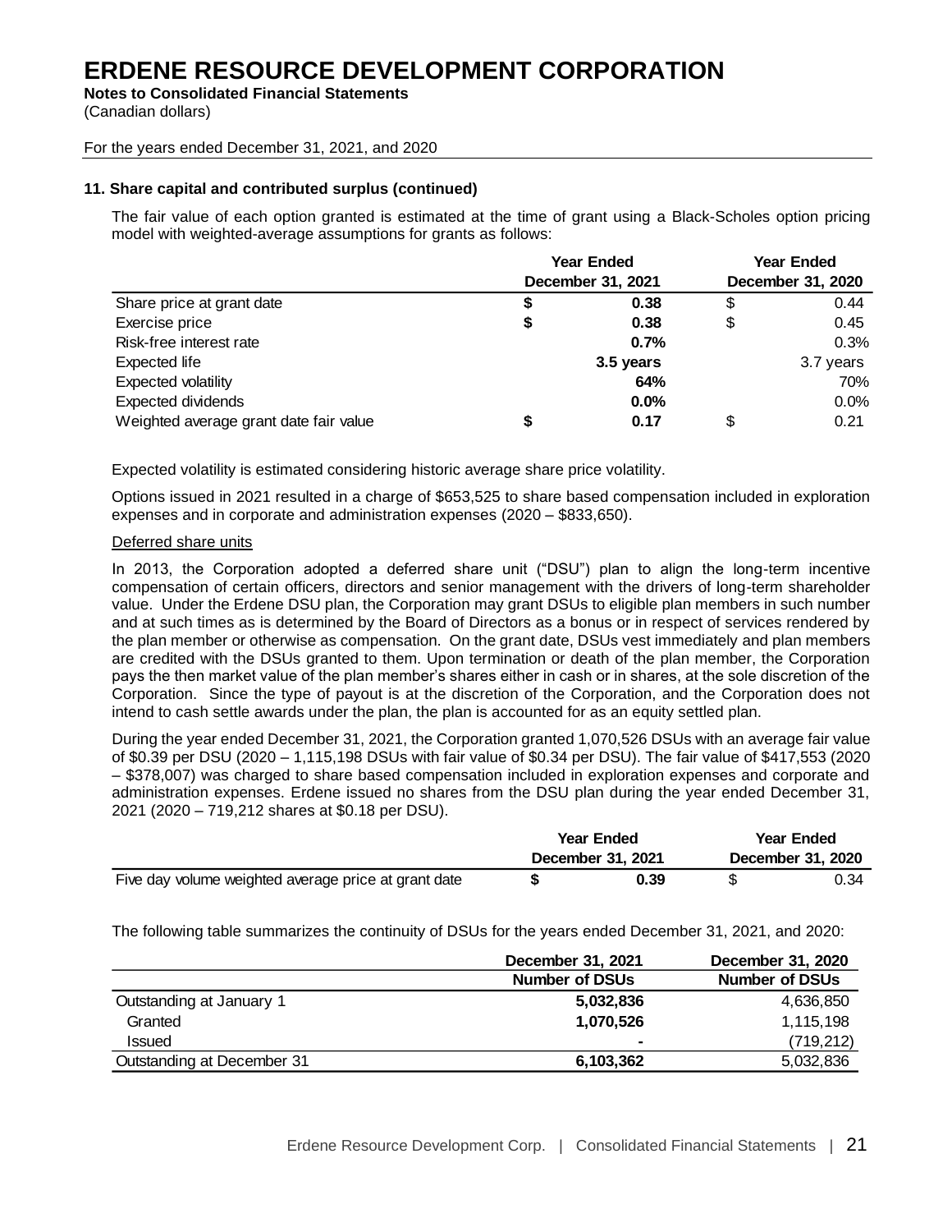# ERDENE RESOURCE DEVELOPMENT CORPORATION

**Notes to Consolidated Financial Statements**

(Canadian dollars)

For the years ended December 31, 2021, and 2020

**11. Share capital and contributed surplus (continued)**

The fair value of each option granted is estimated at the time of grant using a Black-Scholes option pricing model with weighted-average assumptions for grants as follows:

| | Year Ended December 31, 2021 | Year Ended December 31, 2020 |
|---|---|---|
| Share price at grant date | **$ 0.38** | $ 0.44 |
| Exercise price | **$ 0.38** | $ 0.45 |
| Risk-free interest rate | **0.7%** | 0.3% |
| Expected life | **3.5 years** | 3.7 years |
| Expected volatility | **64%** | 70% |
| Expected dividends | **0.0%** | 0.0% |
| Weighted average grant date fair value | **$ 0.17** | $ 0.21 |

Expected volatility is estimated considering historic average share price volatility.

Options issued in 2021 resulted in a charge of $653,525 to share based compensation included in exploration expenses and in corporate and administration expenses (2020 – $833,650).

Deferred share units

In 2013, the Corporation adopted a deferred share unit ("DSU") plan to align the long-term incentive compensation of certain officers, directors and senior management with the drivers of long-term shareholder value. Under the Erdene DSU plan, the Corporation may grant DSUs to eligible plan members in such number and at such times as is determined by the Board of Directors as a bonus or in respect of services rendered by the plan member or otherwise as compensation. On the grant date, DSUs vest immediately and plan members are credited with the DSUs granted to them. Upon termination or death of the plan member, the Corporation pays the then market value of the plan member's shares either in cash or in shares, at the sole discretion of the Corporation. Since the type of payout is at the discretion of the Corporation, and the Corporation does not intend to cash settle awards under the plan, the plan is accounted for as an equity settled plan.

During the year ended December 31, 2021, the Corporation granted 1,070,526 DSUs with an average fair value of $0.39 per DSU (2020 – 1,115,198 DSUs with fair value of $0.34 per DSU). The fair value of $417,553 (2020 – $378,007) was charged to share based compensation included in exploration expenses and corporate and administration expenses. Erdene issued no shares from the DSU plan during the year ended December 31, 2021 (2020 – 719,212 shares at $0.18 per DSU).

| | Year Ended December 31, 2021 | Year Ended December 31, 2020 |
|---|---|---|
| Five day volume weighted average price at grant date | **$ 0.39** | $ 0.34 |

The following table summarizes the continuity of DSUs for the years ended December 31, 2021, and 2020:

| | December 31, 2021 | December 31, 2020 |
|---|---|---|
| | Number of DSUs | Number of DSUs |
| Outstanding at January 1 | **5,032,836** | 4,636,850 |
| Granted | **1,070,526** | 1,115,198 |
| Issued | **-** | (719,212) |
| Outstanding at December 31 | **6,103,362** | 5,032,836 |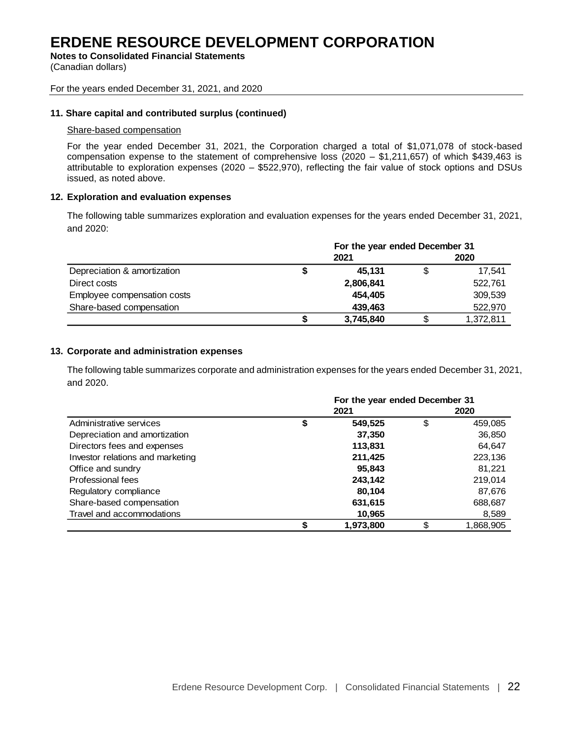# ERDENE RESOURCE DEVELOPMENT CORPORATION

**Notes to Consolidated Financial Statements**
(Canadian dollars)

For the years ended December 31, 2021, and 2020

**11. Share capital and contributed surplus (continued)**

Share-based compensation

For the year ended December 31, 2021, the Corporation charged a total of $1,071,078 of stock-based compensation expense to the statement of comprehensive loss (2020 – $1,211,657) of which $439,463 is attributable to exploration expenses (2020 – $522,970), reflecting the fair value of stock options and DSUs issued, as noted above.

**12. Exploration and evaluation expenses**

The following table summarizes exploration and evaluation expenses for the years ended December 31, 2021, and 2020:

| | For the year ended December 31 | |
|---|---|---|
| | **2021** | **2020** |
| Depreciation & amortization | **$ 45,131** | $ 17,541 |
| Direct costs | **2,806,841** | 522,761 |
| Employee compensation costs | **454,405** | 309,539 |
| Share-based compensation | **439,463** | 522,970 |
| | **$ 3,745,840** | $ 1,372,811 |

**13. Corporate and administration expenses**

The following table summarizes corporate and administration expenses for the years ended December 31, 2021, and 2020.

| | For the year ended December 31 | |
|---|---|---|
| | **2021** | **2020** |
| Administrative services | **$ 549,525** | $ 459,085 |
| Depreciation and amortization | **37,350** | 36,850 |
| Directors fees and expenses | **113,831** | 64,647 |
| Investor relations and marketing | **211,425** | 223,136 |
| Office and sundry | **95,843** | 81,221 |
| Professional fees | **243,142** | 219,014 |
| Regulatory compliance | **80,104** | 87,676 |
| Share-based compensation | **631,615** | 688,687 |
| Travel and accommodations | **10,965** | 8,589 |
| | **$ 1,973,800** | $ 1,868,905 |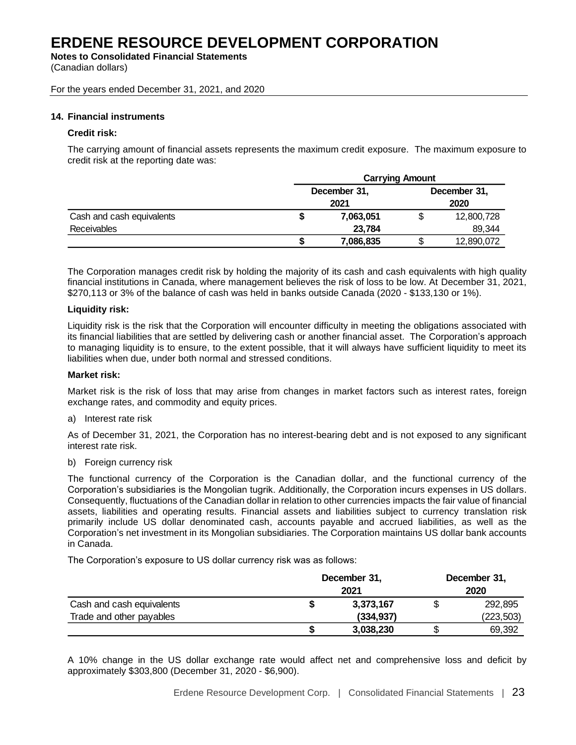# ERDENE RESOURCE DEVELOPMENT CORPORATION

**Notes to Consolidated Financial Statements**
(Canadian dollars)

For the years ended December 31, 2021, and 2020

**14. Financial instruments**

**Credit risk:**

The carrying amount of financial assets represents the maximum credit exposure. The maximum exposure to credit risk at the reporting date was:

| | Carrying Amount | |
|---|---|---|
| | December 31, 2021 | December 31, 2020 |
| Cash and cash equivalents | **$ 7,063,051** | $ 12,800,728 |
| Receivables | **23,784** | 89,344 |
| | **$ 7,086,835** | $ 12,890,072 |

The Corporation manages credit risk by holding the majority of its cash and cash equivalents with high quality financial institutions in Canada, where management believes the risk of loss to be low. At December 31, 2021, $270,113 or 3% of the balance of cash was held in banks outside Canada (2020 - $133,130 or 1%).

**Liquidity risk:**

Liquidity risk is the risk that the Corporation will encounter difficulty in meeting the obligations associated with its financial liabilities that are settled by delivering cash or another financial asset. The Corporation's approach to managing liquidity is to ensure, to the extent possible, that it will always have sufficient liquidity to meet its liabilities when due, under both normal and stressed conditions.

**Market risk:**

Market risk is the risk of loss that may arise from changes in market factors such as interest rates, foreign exchange rates, and commodity and equity prices.

a) Interest rate risk

As of December 31, 2021, the Corporation has no interest-bearing debt and is not exposed to any significant interest rate risk.

b) Foreign currency risk

The functional currency of the Corporation is the Canadian dollar, and the functional currency of the Corporation's subsidiaries is the Mongolian tugrik. Additionally, the Corporation incurs expenses in US dollars. Consequently, fluctuations of the Canadian dollar in relation to other currencies impacts the fair value of financial assets, liabilities and operating results. Financial assets and liabilities subject to currency translation risk primarily include US dollar denominated cash, accounts payable and accrued liabilities, as well as the Corporation's net investment in its Mongolian subsidiaries. The Corporation maintains US dollar bank accounts in Canada.

The Corporation's exposure to US dollar currency risk was as follows:

| | December 31, 2021 | December 31, 2020 |
|---|---|---|
| Cash and cash equivalents | **$ 3,373,167** | $ 292,895 |
| Trade and other payables | **(334,937)** | (223,503) |
| | **$ 3,038,230** | $ 69,392 |

A 10% change in the US dollar exchange rate would affect net and comprehensive loss and deficit by approximately $303,800 (December 31, 2020 - $6,900).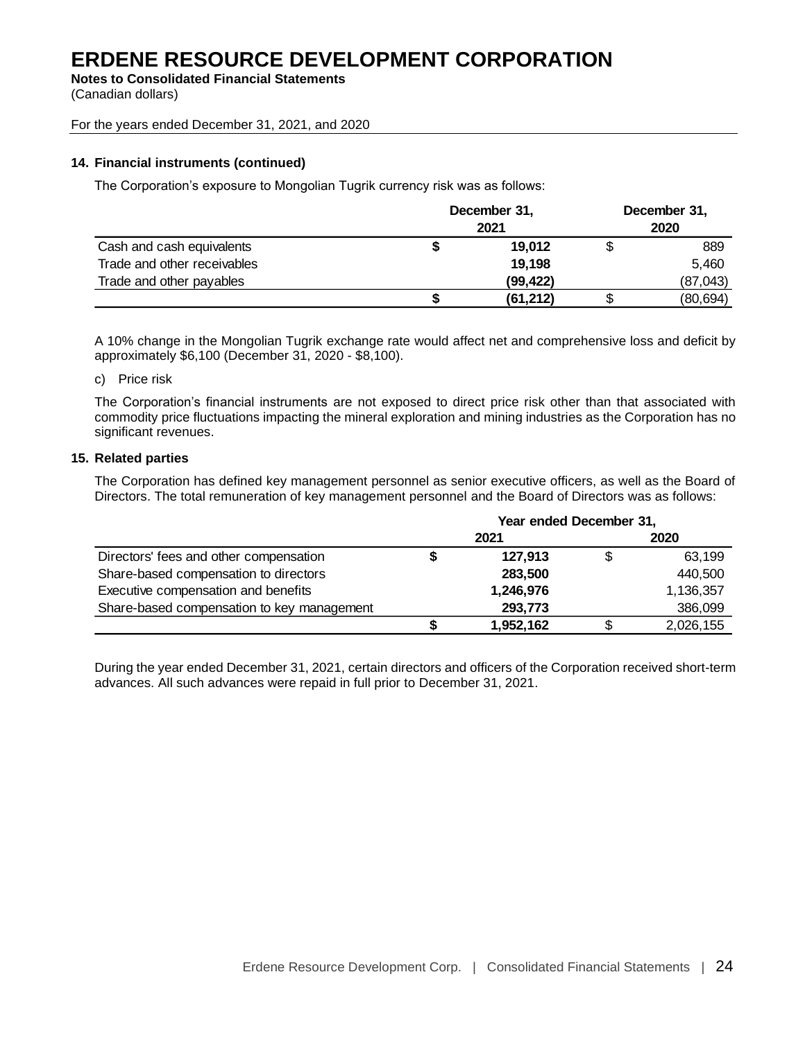# ERDENE RESOURCE DEVELOPMENT CORPORATION

**Notes to Consolidated Financial Statements**
(Canadian dollars)

For the years ended December 31, 2021, and 2020

**14. Financial instruments (continued)**

The Corporation's exposure to Mongolian Tugrik currency risk was as follows:

| | December 31, 2021 | December 31, 2020 |
|---|---|---|
| Cash and cash equivalents | **$ 19,012** | $ 889 |
| Trade and other receivables | **19,198** | 5,460 |
| Trade and other payables | **(99,422)** | (87,043) |
| | **$ (61,212)** | $ (80,694) |

A 10% change in the Mongolian Tugrik exchange rate would affect net and comprehensive loss and deficit by approximately $6,100 (December 31, 2020 - $8,100).

c) Price risk

The Corporation's financial instruments are not exposed to direct price risk other than that associated with commodity price fluctuations impacting the mineral exploration and mining industries as the Corporation has no significant revenues.

**15. Related parties**

The Corporation has defined key management personnel as senior executive officers, as well as the Board of Directors. The total remuneration of key management personnel and the Board of Directors was as follows:

| | Year ended December 31, | |
|---|---|---|
| | 2021 | 2020 |
| Directors' fees and other compensation | **$ 127,913** | $ 63,199 |
| Share-based compensation to directors | **283,500** | 440,500 |
| Executive compensation and benefits | **1,246,976** | 1,136,357 |
| Share-based compensation to key management | **293,773** | 386,099 |
| | **$ 1,952,162** | $ 2,026,155 |

During the year ended December 31, 2021, certain directors and officers of the Corporation received short-term advances. All such advances were repaid in full prior to December 31, 2021.